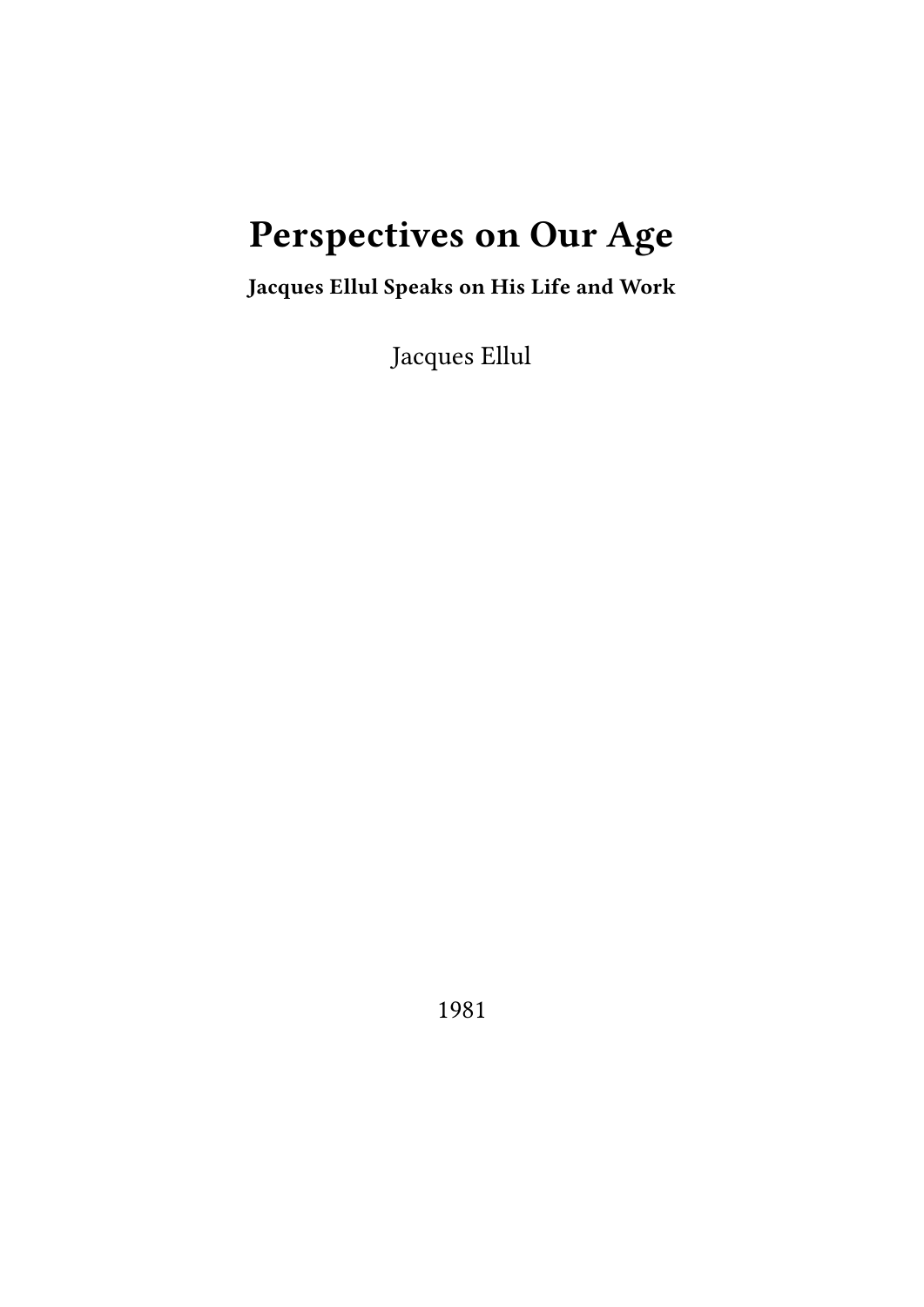# Perspectives on Our Age

**Jacques Ellul Speaks on His Life and Work**

Jacques Ellul

1981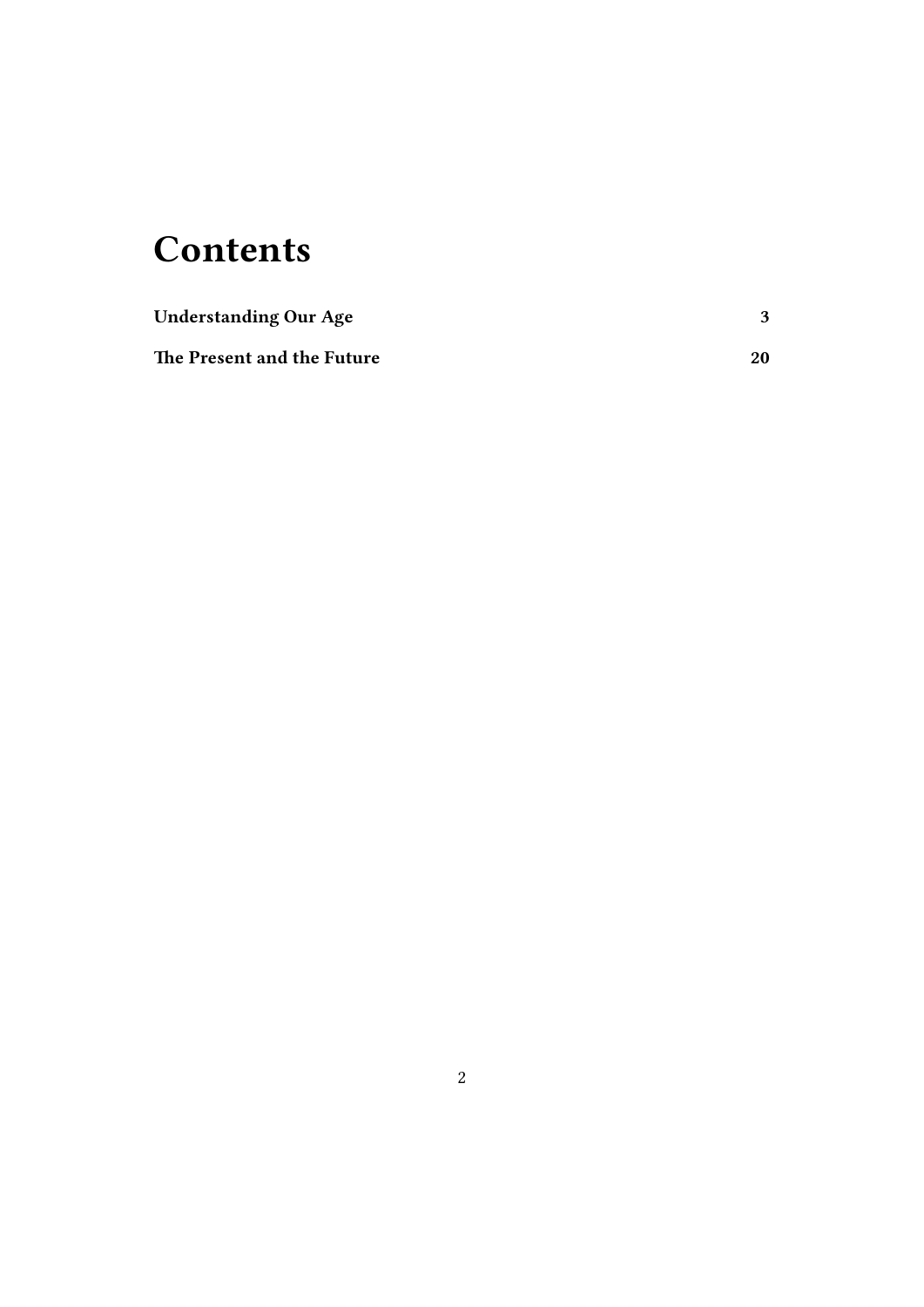# Contents

| | |
|---|---|
| **Understanding Our Age** | **3** |
| **The Present and the Future** | **20** |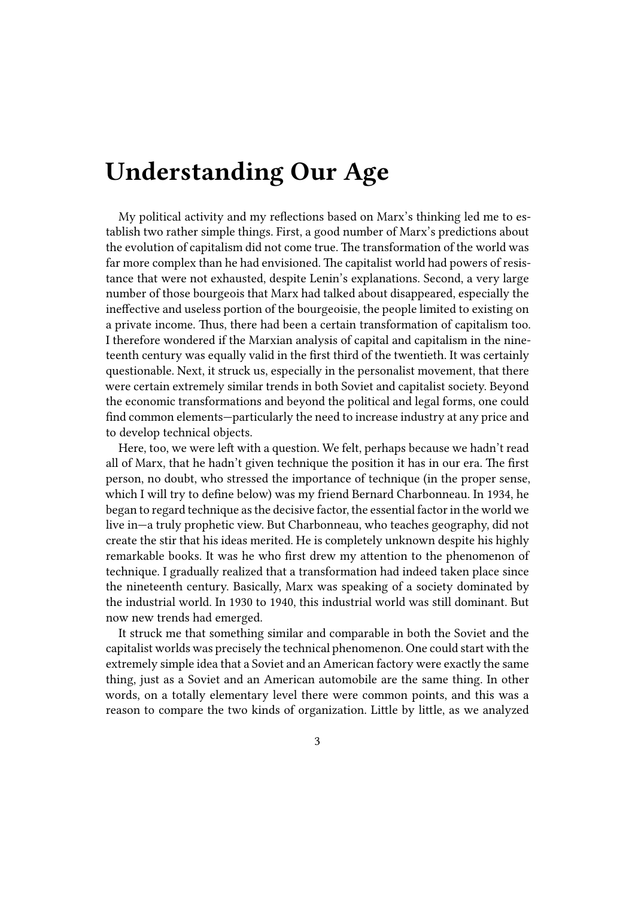# Understanding Our Age

My political activity and my reflections based on Marx's thinking led me to establish two rather simple things. First, a good number of Marx's predictions about the evolution of capitalism did not come true. The transformation of the world was far more complex than he had envisioned. The capitalist world had powers of resistance that were not exhausted, despite Lenin's explanations. Second, a very large number of those bourgeois that Marx had talked about disappeared, especially the ineffective and useless portion of the bourgeoisie, the people limited to existing on a private income. Thus, there had been a certain transformation of capitalism too. I therefore wondered if the Marxian analysis of capital and capitalism in the nineteenth century was equally valid in the first third of the twentieth. It was certainly questionable. Next, it struck us, especially in the personalist movement, that there were certain extremely similar trends in both Soviet and capitalist society. Beyond the economic transformations and beyond the political and legal forms, one could find common elements—particularly the need to increase industry at any price and to develop technical objects.

Here, too, we were left with a question. We felt, perhaps because we hadn't read all of Marx, that he hadn't given technique the position it has in our era. The first person, no doubt, who stressed the importance of technique (in the proper sense, which I will try to define below) was my friend Bernard Charbonneau. In 1934, he began to regard technique as the decisive factor, the essential factor in the world we live in—a truly prophetic view. But Charbonneau, who teaches geography, did not create the stir that his ideas merited. He is completely unknown despite his highly remarkable books. It was he who first drew my attention to the phenomenon of technique. I gradually realized that a transformation had indeed taken place since the nineteenth century. Basically, Marx was speaking of a society dominated by the industrial world. In 1930 to 1940, this industrial world was still dominant. But now new trends had emerged.

It struck me that something similar and comparable in both the Soviet and the capitalist worlds was precisely the technical phenomenon. One could start with the extremely simple idea that a Soviet and an American factory were exactly the same thing, just as a Soviet and an American automobile are the same thing. In other words, on a totally elementary level there were common points, and this was a reason to compare the two kinds of organization. Little by little, as we analyzed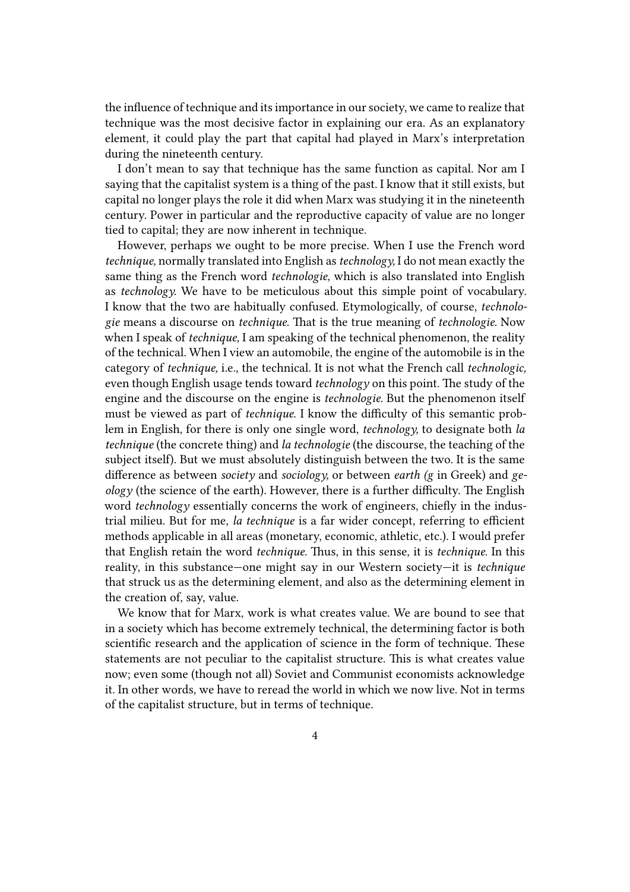the influence of technique and its importance in our society, we came to realize that technique was the most decisive factor in explaining our era. As an explanatory element, it could play the part that capital had played in Marx's interpretation during the nineteenth century.

I don't mean to say that technique has the same function as capital. Nor am I saying that the capitalist system is a thing of the past. I know that it still exists, but capital no longer plays the role it did when Marx was studying it in the nineteenth century. Power in particular and the reproductive capacity of value are no longer tied to capital; they are now inherent in technique.

However, perhaps we ought to be more precise. When I use the French word *technique,* normally translated into English as *technology,* I do not mean exactly the same thing as the French word *technologie,* which is also translated into English as *technology.* We have to be meticulous about this simple point of vocabulary. I know that the two are habitually confused. Etymologically, of course, *technologie* means a discourse on *technique.* That is the true meaning of *technologie.* Now when I speak of *technique,* I am speaking of the technical phenomenon, the reality of the technical. When I view an automobile, the engine of the automobile is in the category of *technique,* i.e., the technical. It is not what the French call *technologic,* even though English usage tends toward *technology* on this point. The study of the engine and the discourse on the engine is *technologie.* But the phenomenon itself must be viewed as part of *technique.* I know the difficulty of this semantic problem in English, for there is only one single word, *technology,* to designate both *la technique* (the concrete thing) and *la technologie* (the discourse, the teaching of the subject itself). But we must absolutely distinguish between the two. It is the same difference as between *society* and *sociology,* or between *earth (g* in Greek) and *geology* (the science of the earth). However, there is a further difficulty. The English word *technology* essentially concerns the work of engineers, chiefly in the industrial milieu. But for me, *la technique* is a far wider concept, referring to efficient methods applicable in all areas (monetary, economic, athletic, etc.). I would prefer that English retain the word *technique.* Thus, in this sense, it is *technique.* In this reality, in this substance—one might say in our Western society—it is *technique* that struck us as the determining element, and also as the determining element in the creation of, say, value.

We know that for Marx, work is what creates value. We are bound to see that in a society which has become extremely technical, the determining factor is both scientific research and the application of science in the form of technique. These statements are not peculiar to the capitalist structure. This is what creates value now; even some (though not all) Soviet and Communist economists acknowledge it. In other words, we have to reread the world in which we now live. Not in terms of the capitalist structure, but in terms of technique.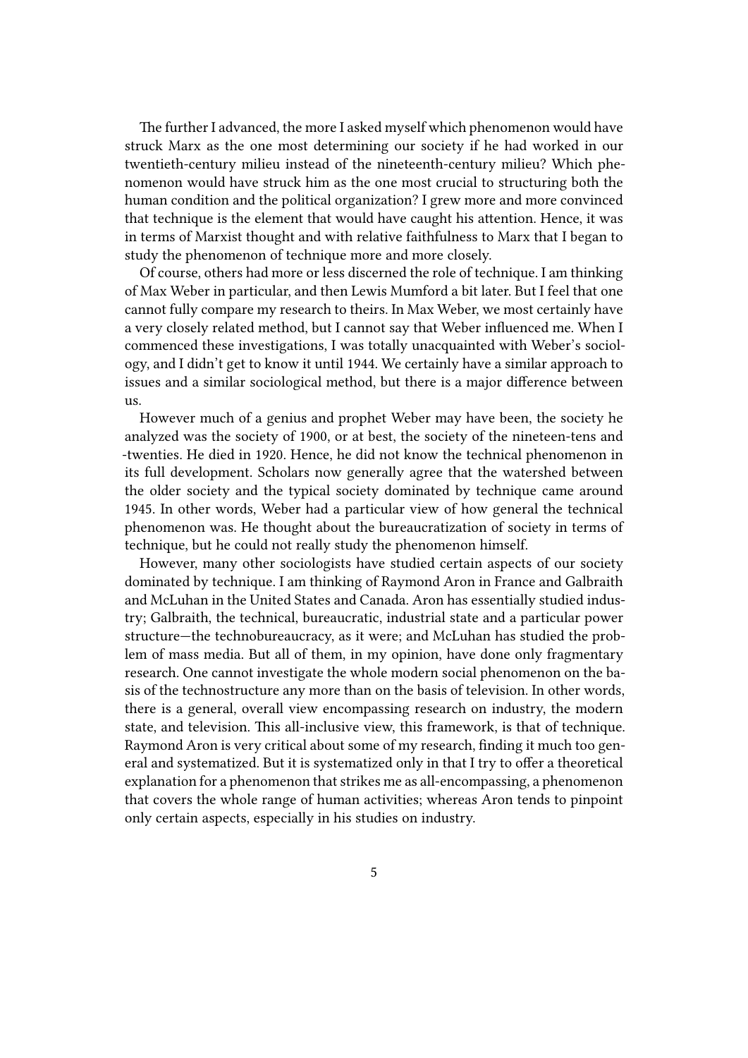The further I advanced, the more I asked myself which phenomenon would have struck Marx as the one most determining our society if he had worked in our twentieth-century milieu instead of the nineteenth-century milieu? Which phenomenon would have struck him as the one most crucial to structuring both the human condition and the political organization? I grew more and more convinced that technique is the element that would have caught his attention. Hence, it was in terms of Marxist thought and with relative faithfulness to Marx that I began to study the phenomenon of technique more and more closely.

Of course, others had more or less discerned the role of technique. I am thinking of Max Weber in particular, and then Lewis Mumford a bit later. But I feel that one cannot fully compare my research to theirs. In Max Weber, we most certainly have a very closely related method, but I cannot say that Weber influenced me. When I commenced these investigations, I was totally unacquainted with Weber's sociology, and I didn't get to know it until 1944. We certainly have a similar approach to issues and a similar sociological method, but there is a major difference between us.

However much of a genius and prophet Weber may have been, the society he analyzed was the society of 1900, or at best, the society of the nineteen-tens and -twenties. He died in 1920. Hence, he did not know the technical phenomenon in its full development. Scholars now generally agree that the watershed between the older society and the typical society dominated by technique came around 1945. In other words, Weber had a particular view of how general the technical phenomenon was. He thought about the bureaucratization of society in terms of technique, but he could not really study the phenomenon himself.

However, many other sociologists have studied certain aspects of our society dominated by technique. I am thinking of Raymond Aron in France and Galbraith and McLuhan in the United States and Canada. Aron has essentially studied industry; Galbraith, the technical, bureaucratic, industrial state and a particular power structure—the technobureaucracy, as it were; and McLuhan has studied the problem of mass media. But all of them, in my opinion, have done only fragmentary research. One cannot investigate the whole modern social phenomenon on the basis of the technostructure any more than on the basis of television. In other words, there is a general, overall view encompassing research on industry, the modern state, and television. This all-inclusive view, this framework, is that of technique. Raymond Aron is very critical about some of my research, finding it much too general and systematized. But it is systematized only in that I try to offer a theoretical explanation for a phenomenon that strikes me as all-encompassing, a phenomenon that covers the whole range of human activities; whereas Aron tends to pinpoint only certain aspects, especially in his studies on industry.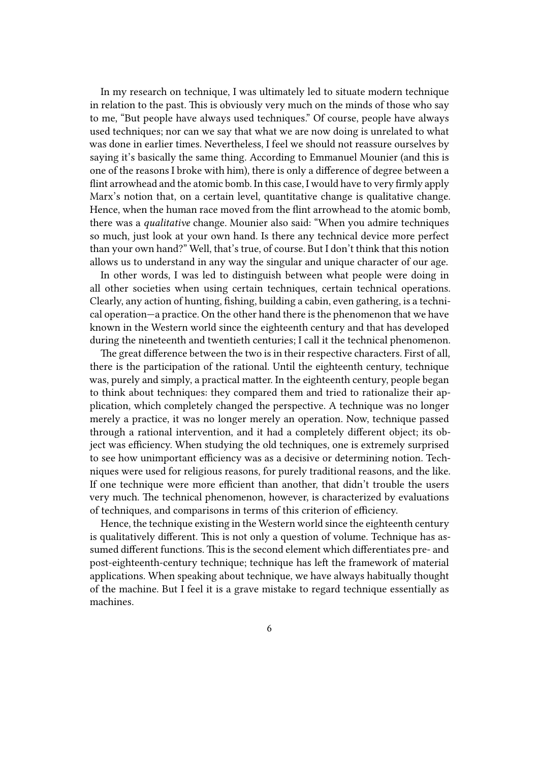In my research on technique, I was ultimately led to situate modern technique in relation to the past. This is obviously very much on the minds of those who say to me, "But people have always used techniques." Of course, people have always used techniques; nor can we say that what we are now doing is unrelated to what was done in earlier times. Nevertheless, I feel we should not reassure ourselves by saying it's basically the same thing. According to Emmanuel Mounier (and this is one of the reasons I broke with him), there is only a difference of degree between a flint arrowhead and the atomic bomb. In this case, I would have to very firmly apply Marx's notion that, on a certain level, quantitative change is qualitative change. Hence, when the human race moved from the flint arrowhead to the atomic bomb, there was a *qualitative* change. Mounier also said: "When you admire techniques so much, just look at your own hand. Is there any technical device more perfect than your own hand?" Well, that's true, of course. But I don't think that this notion allows us to understand in any way the singular and unique character of our age.

In other words, I was led to distinguish between what people were doing in all other societies when using certain techniques, certain technical operations. Clearly, any action of hunting, fishing, building a cabin, even gathering, is a technical operation—a practice. On the other hand there is the phenomenon that we have known in the Western world since the eighteenth century and that has developed during the nineteenth and twentieth centuries; I call it the technical phenomenon.

The great difference between the two is in their respective characters. First of all, there is the participation of the rational. Until the eighteenth century, technique was, purely and simply, a practical matter. In the eighteenth century, people began to think about techniques: they compared them and tried to rationalize their application, which completely changed the perspective. A technique was no longer merely a practice, it was no longer merely an operation. Now, technique passed through a rational intervention, and it had a completely different object; its object was efficiency. When studying the old techniques, one is extremely surprised to see how unimportant efficiency was as a decisive or determining notion. Techniques were used for religious reasons, for purely traditional reasons, and the like. If one technique were more efficient than another, that didn't trouble the users very much. The technical phenomenon, however, is characterized by evaluations of techniques, and comparisons in terms of this criterion of efficiency.

Hence, the technique existing in the Western world since the eighteenth century is qualitatively different. This is not only a question of volume. Technique has assumed different functions. This is the second element which differentiates pre- and post-eighteenth-century technique; technique has left the framework of material applications. When speaking about technique, we have always habitually thought of the machine. But I feel it is a grave mistake to regard technique essentially as machines.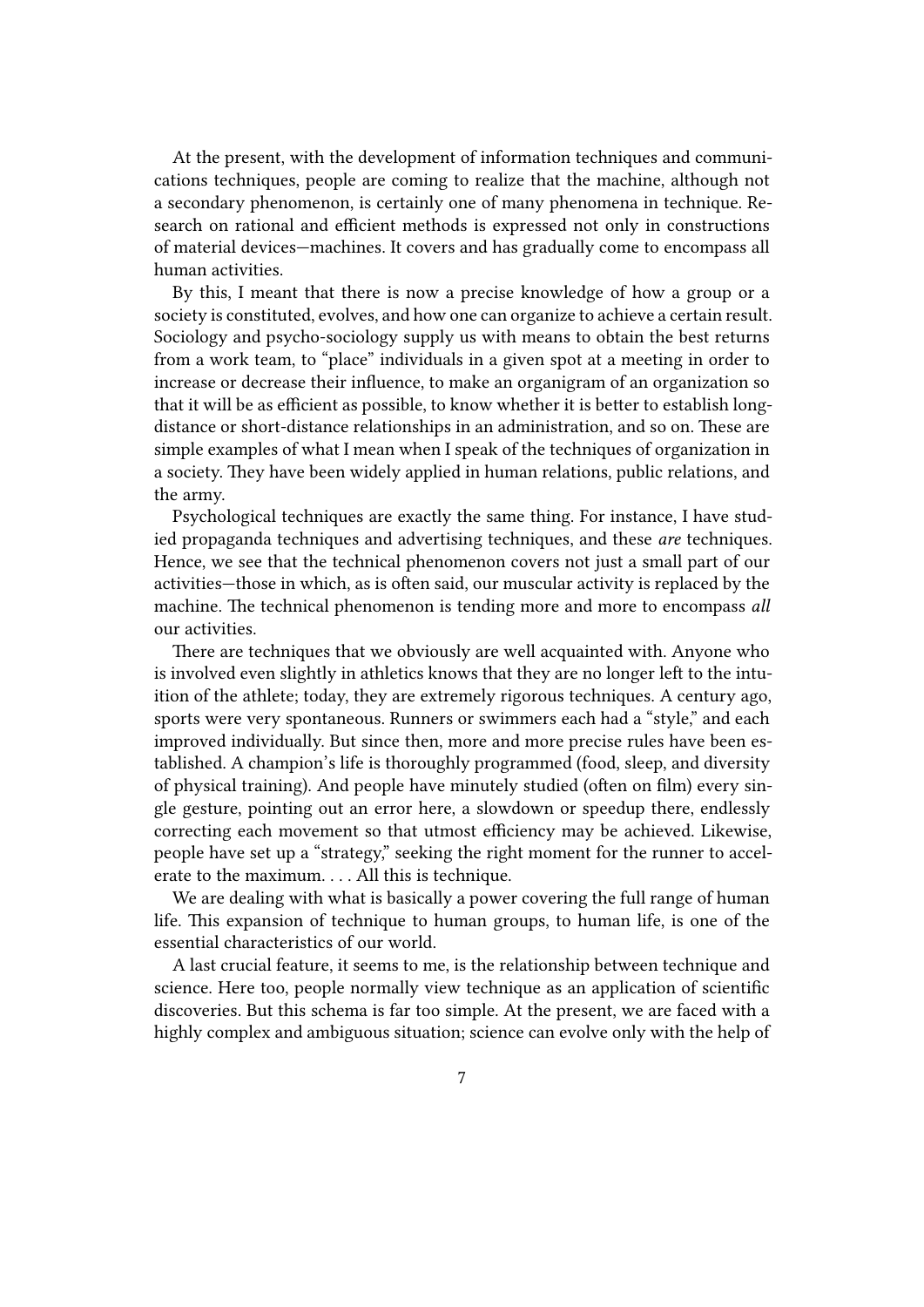At the present, with the development of information techniques and communications techniques, people are coming to realize that the machine, although not a secondary phenomenon, is certainly one of many phenomena in technique. Research on rational and efficient methods is expressed not only in constructions of material devices—machines. It covers and has gradually come to encompass all human activities.

By this, I meant that there is now a precise knowledge of how a group or a society is constituted, evolves, and how one can organize to achieve a certain result. Sociology and psycho-sociology supply us with means to obtain the best returns from a work team, to "place" individuals in a given spot at a meeting in order to increase or decrease their influence, to make an organigram of an organization so that it will be as efficient as possible, to know whether it is better to establish long-distance or short-distance relationships in an administration, and so on. These are simple examples of what I mean when I speak of the techniques of organization in a society. They have been widely applied in human relations, public relations, and the army.

Psychological techniques are exactly the same thing. For instance, I have studied propaganda techniques and advertising techniques, and these *are* techniques. Hence, we see that the technical phenomenon covers not just a small part of our activities—those in which, as is often said, our muscular activity is replaced by the machine. The technical phenomenon is tending more and more to encompass *all* our activities.

There are techniques that we obviously are well acquainted with. Anyone who is involved even slightly in athletics knows that they are no longer left to the intuition of the athlete; today, they are extremely rigorous techniques. A century ago, sports were very spontaneous. Runners or swimmers each had a "style," and each improved individually. But since then, more and more precise rules have been established. A champion's life is thoroughly programmed (food, sleep, and diversity of physical training). And people have minutely studied (often on film) every single gesture, pointing out an error here, a slowdown or speedup there, endlessly correcting each movement so that utmost efficiency may be achieved. Likewise, people have set up a "strategy," seeking the right moment for the runner to accelerate to the maximum. . . . All this is technique.

We are dealing with what is basically a power covering the full range of human life. This expansion of technique to human groups, to human life, is one of the essential characteristics of our world.

A last crucial feature, it seems to me, is the relationship between technique and science. Here too, people normally view technique as an application of scientific discoveries. But this schema is far too simple. At the present, we are faced with a highly complex and ambiguous situation; science can evolve only with the help of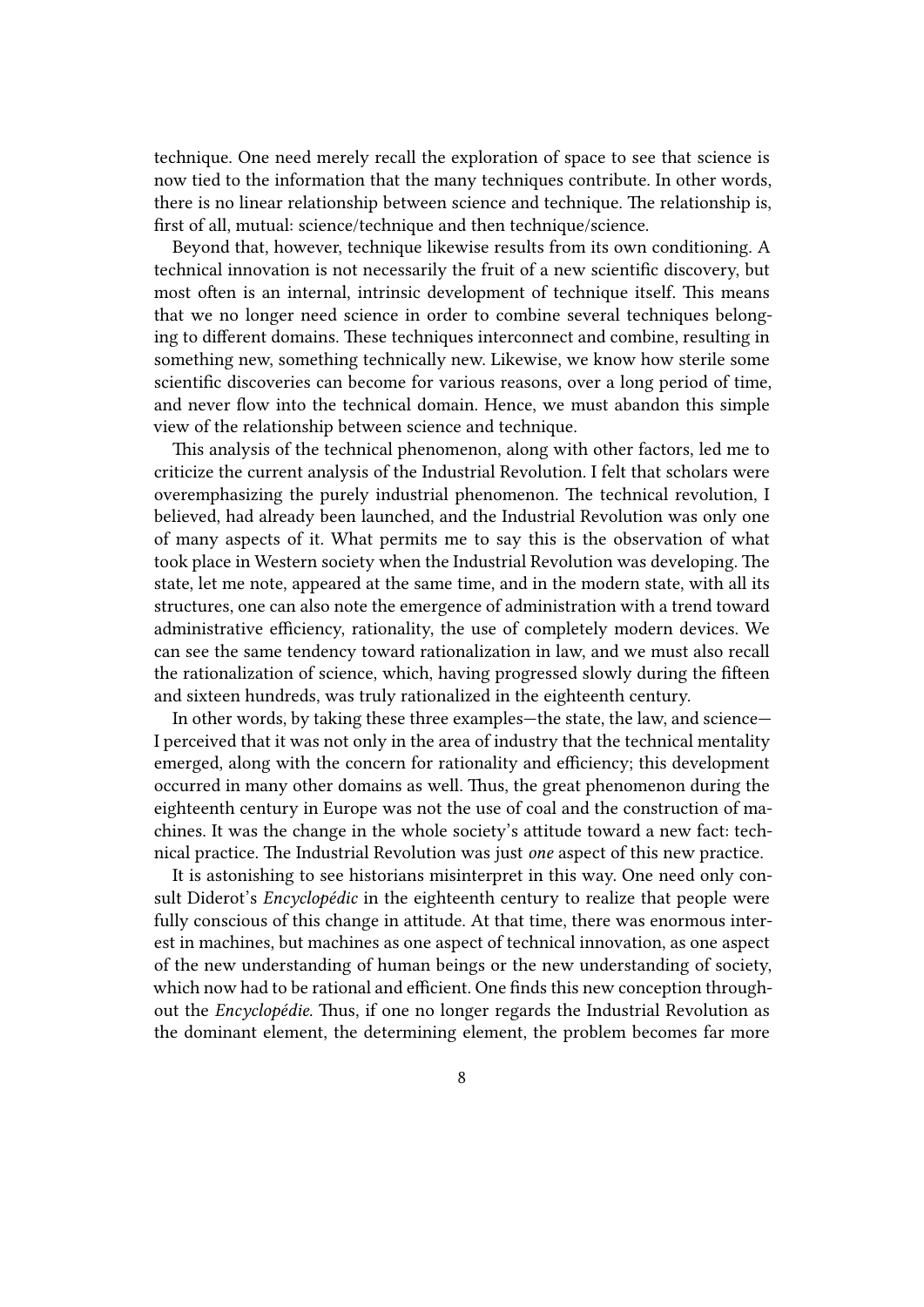technique. One need merely recall the exploration of space to see that science is now tied to the information that the many techniques contribute. In other words, there is no linear relationship between science and technique. The relationship is, first of all, mutual: science/technique and then technique/science.

Beyond that, however, technique likewise results from its own conditioning. A technical innovation is not necessarily the fruit of a new scientific discovery, but most often is an internal, intrinsic development of technique itself. This means that we no longer need science in order to combine several techniques belonging to different domains. These techniques interconnect and combine, resulting in something new, something technically new. Likewise, we know how sterile some scientific discoveries can become for various reasons, over a long period of time, and never flow into the technical domain. Hence, we must abandon this simple view of the relationship between science and technique.

This analysis of the technical phenomenon, along with other factors, led me to criticize the current analysis of the Industrial Revolution. I felt that scholars were overemphasizing the purely industrial phenomenon. The technical revolution, I believed, had already been launched, and the Industrial Revolution was only one of many aspects of it. What permits me to say this is the observation of what took place in Western society when the Industrial Revolution was developing. The state, let me note, appeared at the same time, and in the modern state, with all its structures, one can also note the emergence of administration with a trend toward administrative efficiency, rationality, the use of completely modern devices. We can see the same tendency toward rationalization in law, and we must also recall the rationalization of science, which, having progressed slowly during the fifteen and sixteen hundreds, was truly rationalized in the eighteenth century.

In other words, by taking these three examples—the state, the law, and science—I perceived that it was not only in the area of industry that the technical mentality emerged, along with the concern for rationality and efficiency; this development occurred in many other domains as well. Thus, the great phenomenon during the eighteenth century in Europe was not the use of coal and the construction of machines. It was the change in the whole society's attitude toward a new fact: technical practice. The Industrial Revolution was just *one* aspect of this new practice.

It is astonishing to see historians misinterpret in this way. One need only consult Diderot's *Encyclopédic* in the eighteenth century to realize that people were fully conscious of this change in attitude. At that time, there was enormous interest in machines, but machines as one aspect of technical innovation, as one aspect of the new understanding of human beings or the new understanding of society, which now had to be rational and efficient. One finds this new conception throughout the *Encyclopédie.* Thus, if one no longer regards the Industrial Revolution as the dominant element, the determining element, the problem becomes far more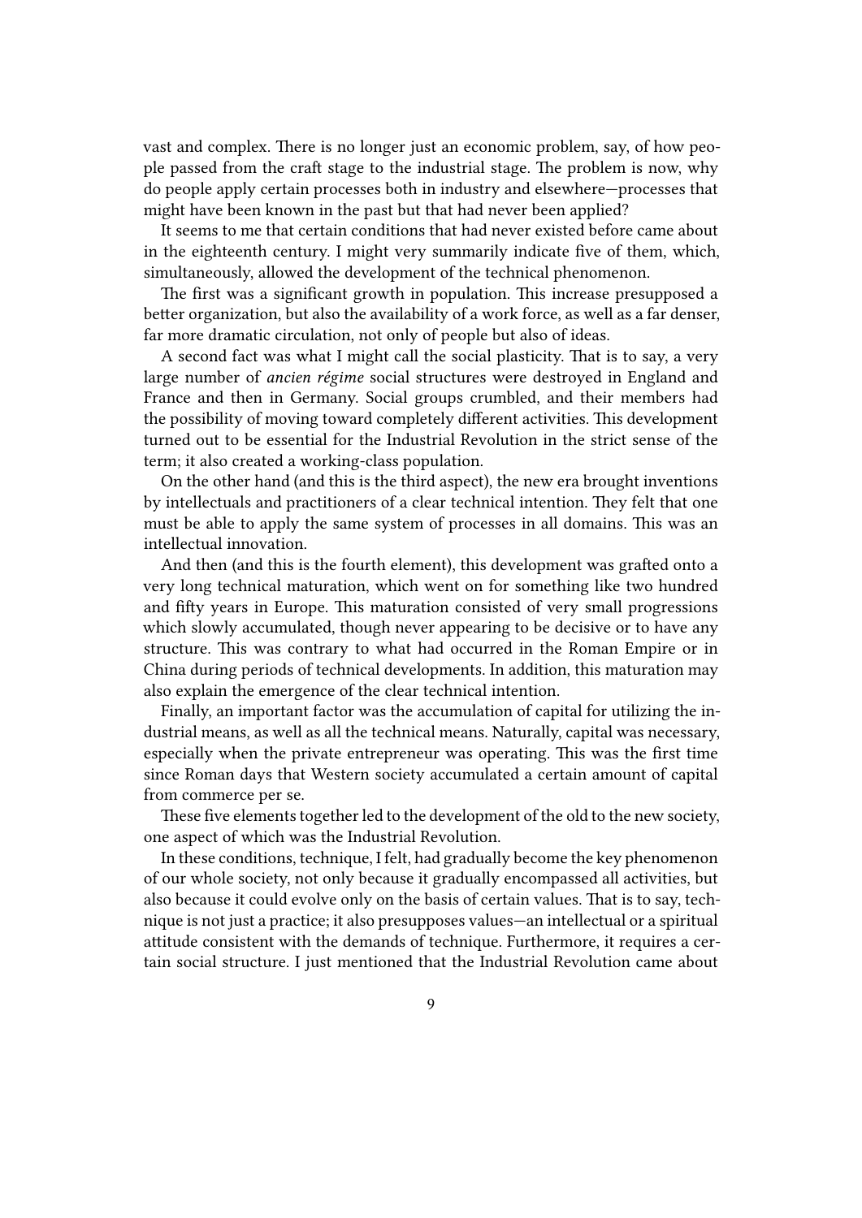vast and complex. There is no longer just an economic problem, say, of how people passed from the craft stage to the industrial stage. The problem is now, why do people apply certain processes both in industry and elsewhere—processes that might have been known in the past but that had never been applied?

It seems to me that certain conditions that had never existed before came about in the eighteenth century. I might very summarily indicate five of them, which, simultaneously, allowed the development of the technical phenomenon.

The first was a significant growth in population. This increase presupposed a better organization, but also the availability of a work force, as well as a far denser, far more dramatic circulation, not only of people but also of ideas.

A second fact was what I might call the social plasticity. That is to say, a very large number of *ancien régime* social structures were destroyed in England and France and then in Germany. Social groups crumbled, and their members had the possibility of moving toward completely different activities. This development turned out to be essential for the Industrial Revolution in the strict sense of the term; it also created a working-class population.

On the other hand (and this is the third aspect), the new era brought inventions by intellectuals and practitioners of a clear technical intention. They felt that one must be able to apply the same system of processes in all domains. This was an intellectual innovation.

And then (and this is the fourth element), this development was grafted onto a very long technical maturation, which went on for something like two hundred and fifty years in Europe. This maturation consisted of very small progressions which slowly accumulated, though never appearing to be decisive or to have any structure. This was contrary to what had occurred in the Roman Empire or in China during periods of technical developments. In addition, this maturation may also explain the emergence of the clear technical intention.

Finally, an important factor was the accumulation of capital for utilizing the industrial means, as well as all the technical means. Naturally, capital was necessary, especially when the private entrepreneur was operating. This was the first time since Roman days that Western society accumulated a certain amount of capital from commerce per se.

These five elements together led to the development of the old to the new society, one aspect of which was the Industrial Revolution.

In these conditions, technique, I felt, had gradually become the key phenomenon of our whole society, not only because it gradually encompassed all activities, but also because it could evolve only on the basis of certain values. That is to say, technique is not just a practice; it also presupposes values—an intellectual or a spiritual attitude consistent with the demands of technique. Furthermore, it requires a certain social structure. I just mentioned that the Industrial Revolution came about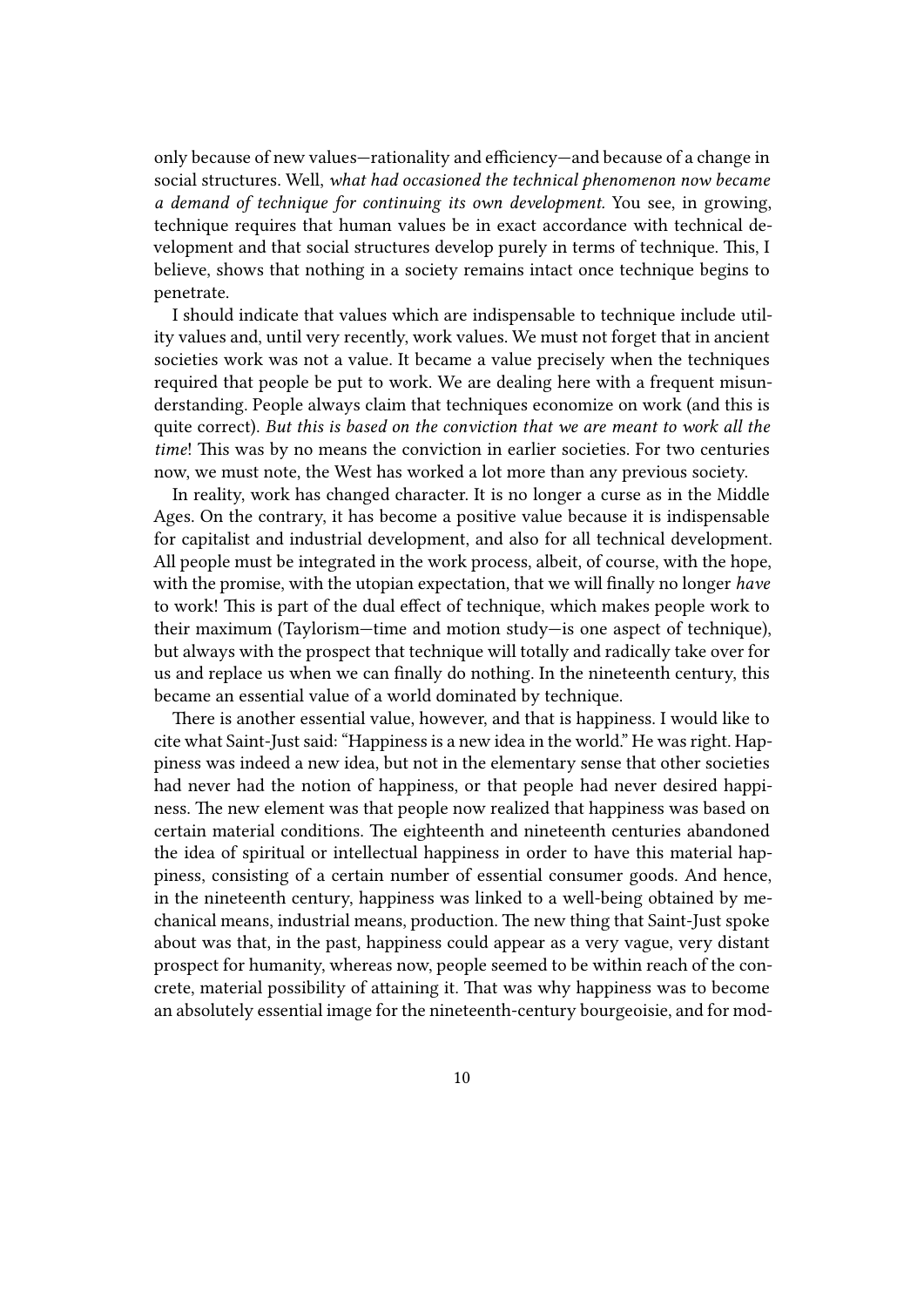only because of new values—rationality and efficiency—and because of a change in social structures. Well, *what had occasioned the technical phenomenon now became a demand of technique for continuing its own development.* You see, in growing, technique requires that human values be in exact accordance with technical development and that social structures develop purely in terms of technique. This, I believe, shows that nothing in a society remains intact once technique begins to penetrate.

I should indicate that values which are indispensable to technique include utility values and, until very recently, work values. We must not forget that in ancient societies work was not a value. It became a value precisely when the techniques required that people be put to work. We are dealing here with a frequent misunderstanding. People always claim that techniques economize on work (and this is quite correct). *But this is based on the conviction that we are meant to work all the time*! This was by no means the conviction in earlier societies. For two centuries now, we must note, the West has worked a lot more than any previous society.

In reality, work has changed character. It is no longer a curse as in the Middle Ages. On the contrary, it has become a positive value because it is indispensable for capitalist and industrial development, and also for all technical development. All people must be integrated in the work process, albeit, of course, with the hope, with the promise, with the utopian expectation, that we will finally no longer *have* to work! This is part of the dual effect of technique, which makes people work to their maximum (Taylorism—time and motion study—is one aspect of technique), but always with the prospect that technique will totally and radically take over for us and replace us when we can finally do nothing. In the nineteenth century, this became an essential value of a world dominated by technique.

There is another essential value, however, and that is happiness. I would like to cite what Saint-Just said: "Happiness is a new idea in the world." He was right. Happiness was indeed a new idea, but not in the elementary sense that other societies had never had the notion of happiness, or that people had never desired happiness. The new element was that people now realized that happiness was based on certain material conditions. The eighteenth and nineteenth centuries abandoned the idea of spiritual or intellectual happiness in order to have this material happiness, consisting of a certain number of essential consumer goods. And hence, in the nineteenth century, happiness was linked to a well-being obtained by mechanical means, industrial means, production. The new thing that Saint-Just spoke about was that, in the past, happiness could appear as a very vague, very distant prospect for humanity, whereas now, people seemed to be within reach of the concrete, material possibility of attaining it. That was why happiness was to become an absolutely essential image for the nineteenth-century bourgeoisie, and for mod-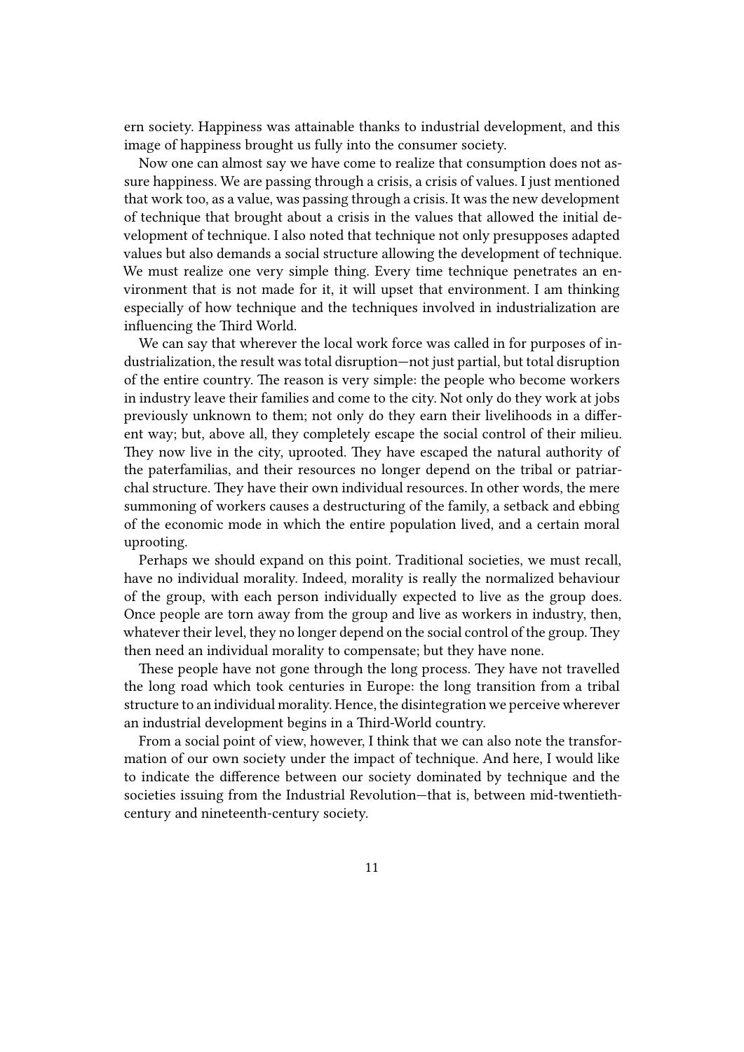ern society. Happiness was attainable thanks to industrial development, and this image of happiness brought us fully into the consumer society.

Now one can almost say we have come to realize that consumption does not assure happiness. We are passing through a crisis, a crisis of values. I just mentioned that work too, as a value, was passing through a crisis. It was the new development of technique that brought about a crisis in the values that allowed the initial development of technique. I also noted that technique not only presupposes adapted values but also demands a social structure allowing the development of technique. We must realize one very simple thing. Every time technique penetrates an environment that is not made for it, it will upset that environment. I am thinking especially of how technique and the techniques involved in industrialization are influencing the Third World.

We can say that wherever the local work force was called in for purposes of industrialization, the result was total disruption—not just partial, but total disruption of the entire country. The reason is very simple: the people who become workers in industry leave their families and come to the city. Not only do they work at jobs previously unknown to them; not only do they earn their livelihoods in a different way; but, above all, they completely escape the social control of their milieu. They now live in the city, uprooted. They have escaped the natural authority of the paterfamilias, and their resources no longer depend on the tribal or patriarchal structure. They have their own individual resources. In other words, the mere summoning of workers causes a destructuring of the family, a setback and ebbing of the economic mode in which the entire population lived, and a certain moral uprooting.

Perhaps we should expand on this point. Traditional societies, we must recall, have no individual morality. Indeed, morality is really the normalized behaviour of the group, with each person individually expected to live as the group does. Once people are torn away from the group and live as workers in industry, then, whatever their level, they no longer depend on the social control of the group. They then need an individual morality to compensate; but they have none.

These people have not gone through the long process. They have not travelled the long road which took centuries in Europe: the long transition from a tribal structure to an individual morality. Hence, the disintegration we perceive wherever an industrial development begins in a Third-World country.

From a social point of view, however, I think that we can also note the transformation of our own society under the impact of technique. And here, I would like to indicate the difference between our society dominated by technique and the societies issuing from the Industrial Revolution—that is, between mid-twentieth-century and nineteenth-century society.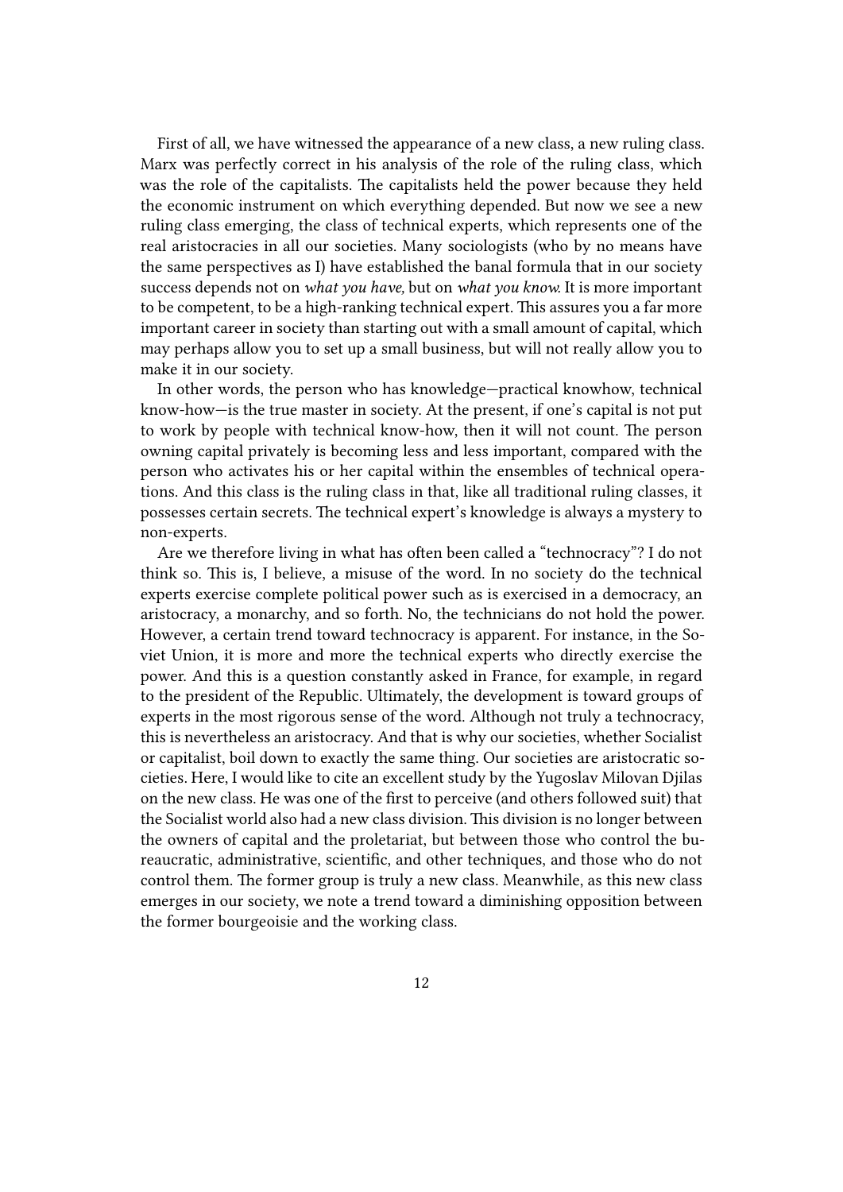First of all, we have witnessed the appearance of a new class, a new ruling class. Marx was perfectly correct in his analysis of the role of the ruling class, which was the role of the capitalists. The capitalists held the power because they held the economic instrument on which everything depended. But now we see a new ruling class emerging, the class of technical experts, which represents one of the real aristocracies in all our societies. Many sociologists (who by no means have the same perspectives as I) have established the banal formula that in our society success depends not on *what you have,* but on *what you know.* It is more important to be competent, to be a high-ranking technical expert. This assures you a far more important career in society than starting out with a small amount of capital, which may perhaps allow you to set up a small business, but will not really allow you to make it in our society.

In other words, the person who has knowledge—practical knowhow, technical know-how—is the true master in society. At the present, if one's capital is not put to work by people with technical know-how, then it will not count. The person owning capital privately is becoming less and less important, compared with the person who activates his or her capital within the ensembles of technical operations. And this class is the ruling class in that, like all traditional ruling classes, it possesses certain secrets. The technical expert's knowledge is always a mystery to non-experts.

Are we therefore living in what has often been called a "technocracy"? I do not think so. This is, I believe, a misuse of the word. In no society do the technical experts exercise complete political power such as is exercised in a democracy, an aristocracy, a monarchy, and so forth. No, the technicians do not hold the power. However, a certain trend toward technocracy is apparent. For instance, in the Soviet Union, it is more and more the technical experts who directly exercise the power. And this is a question constantly asked in France, for example, in regard to the president of the Republic. Ultimately, the development is toward groups of experts in the most rigorous sense of the word. Although not truly a technocracy, this is nevertheless an aristocracy. And that is why our societies, whether Socialist or capitalist, boil down to exactly the same thing. Our societies are aristocratic societies. Here, I would like to cite an excellent study by the Yugoslav Milovan Djilas on the new class. He was one of the first to perceive (and others followed suit) that the Socialist world also had a new class division. This division is no longer between the owners of capital and the proletariat, but between those who control the bureaucratic, administrative, scientific, and other techniques, and those who do not control them. The former group is truly a new class. Meanwhile, as this new class emerges in our society, we note a trend toward a diminishing opposition between the former bourgeoisie and the working class.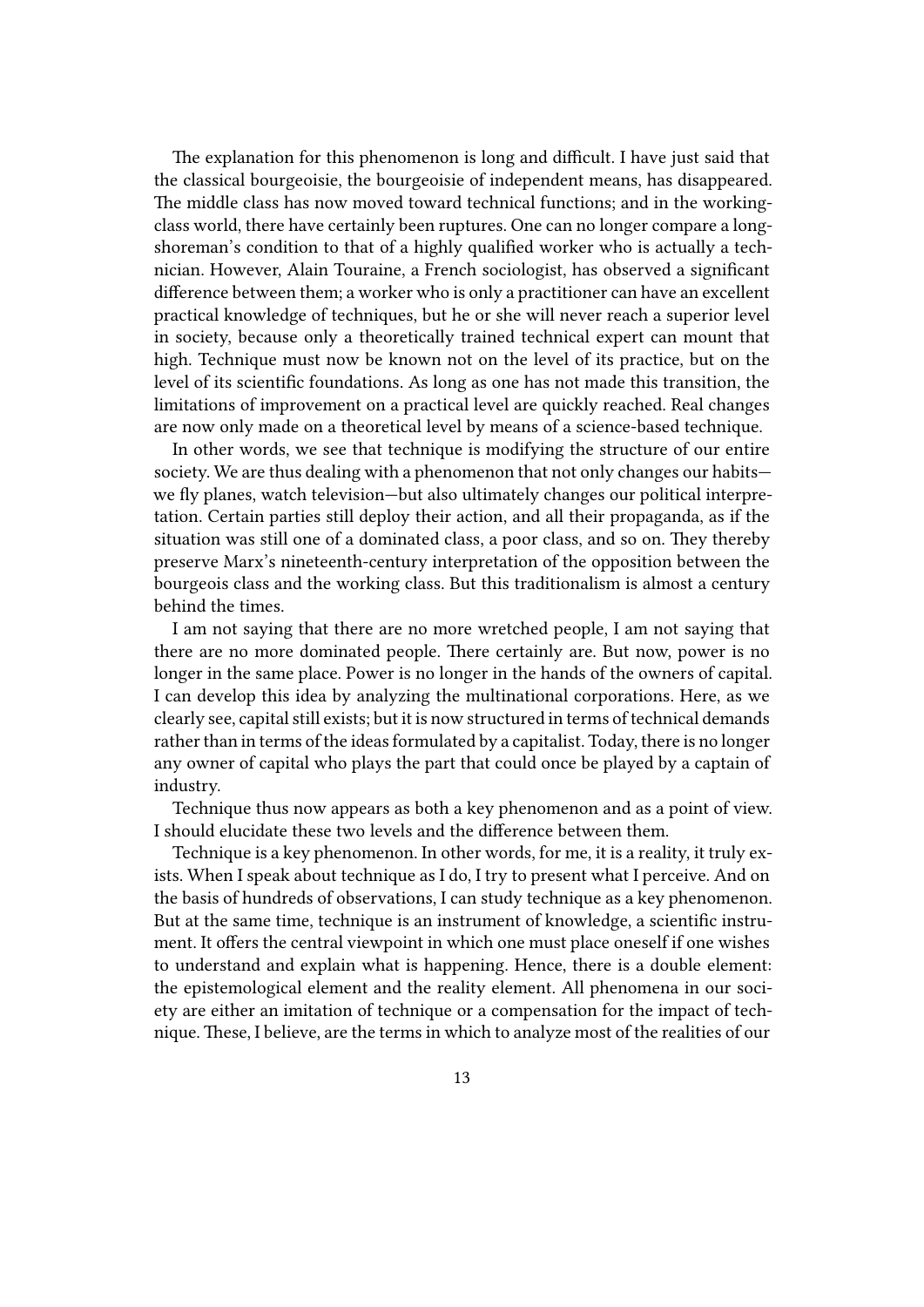The explanation for this phenomenon is long and difficult. I have just said that the classical bourgeoisie, the bourgeoisie of independent means, has disappeared. The middle class has now moved toward technical functions; and in the working-class world, there have certainly been ruptures. One can no longer compare a longshoreman's condition to that of a highly qualified worker who is actually a technician. However, Alain Touraine, a French sociologist, has observed a significant difference between them; a worker who is only a practitioner can have an excellent practical knowledge of techniques, but he or she will never reach a superior level in society, because only a theoretically trained technical expert can mount that high. Technique must now be known not on the level of its practice, but on the level of its scientific foundations. As long as one has not made this transition, the limitations of improvement on a practical level are quickly reached. Real changes are now only made on a theoretical level by means of a science-based technique.

In other words, we see that technique is modifying the structure of our entire society. We are thus dealing with a phenomenon that not only changes our habits—we fly planes, watch television—but also ultimately changes our political interpretation. Certain parties still deploy their action, and all their propaganda, as if the situation was still one of a dominated class, a poor class, and so on. They thereby preserve Marx's nineteenth-century interpretation of the opposition between the bourgeois class and the working class. But this traditionalism is almost a century behind the times.

I am not saying that there are no more wretched people, I am not saying that there are no more dominated people. There certainly are. But now, power is no longer in the same place. Power is no longer in the hands of the owners of capital. I can develop this idea by analyzing the multinational corporations. Here, as we clearly see, capital still exists; but it is now structured in terms of technical demands rather than in terms of the ideas formulated by a capitalist. Today, there is no longer any owner of capital who plays the part that could once be played by a captain of industry.

Technique thus now appears as both a key phenomenon and as a point of view. I should elucidate these two levels and the difference between them.

Technique is a key phenomenon. In other words, for me, it is a reality, it truly exists. When I speak about technique as I do, I try to present what I perceive. And on the basis of hundreds of observations, I can study technique as a key phenomenon. But at the same time, technique is an instrument of knowledge, a scientific instrument. It offers the central viewpoint in which one must place oneself if one wishes to understand and explain what is happening. Hence, there is a double element: the epistemological element and the reality element. All phenomena in our society are either an imitation of technique or a compensation for the impact of technique. These, I believe, are the terms in which to analyze most of the realities of our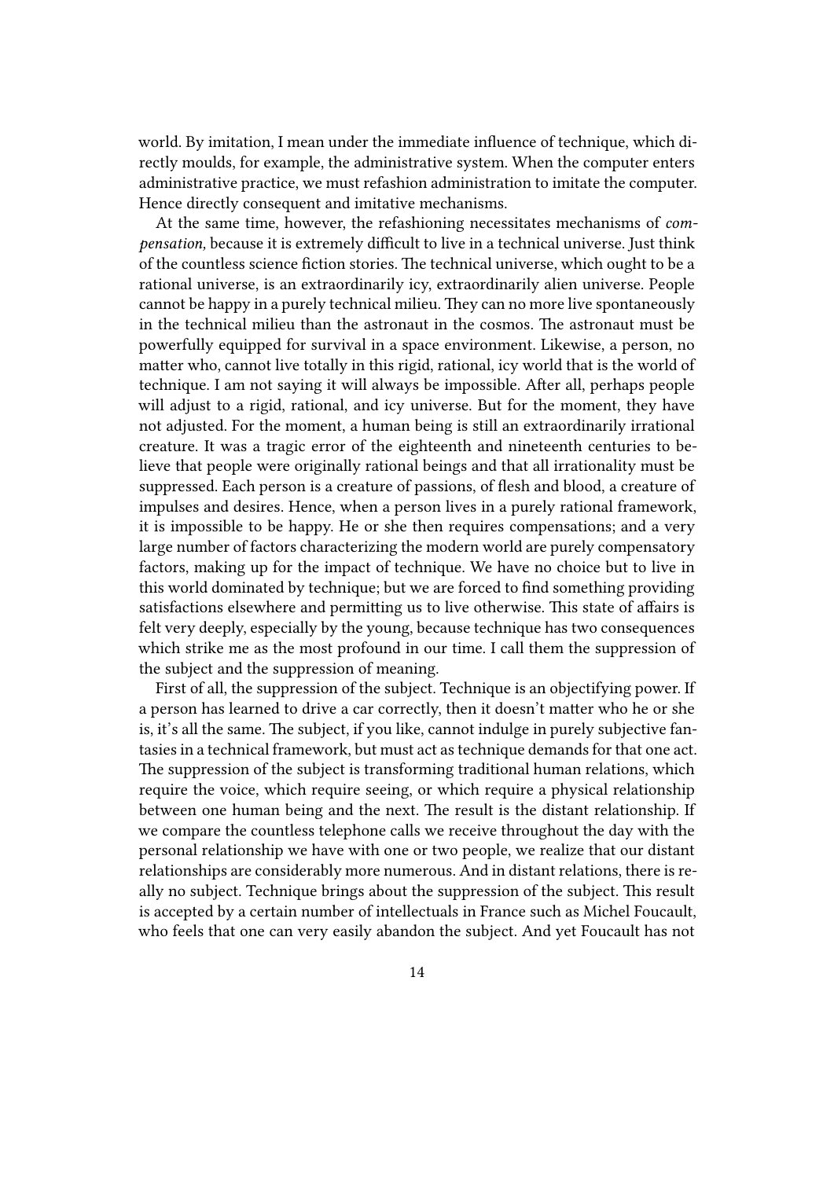world. By imitation, I mean under the immediate influence of technique, which directly moulds, for example, the administrative system. When the computer enters administrative practice, we must refashion administration to imitate the computer. Hence directly consequent and imitative mechanisms.

At the same time, however, the refashioning necessitates mechanisms of *compensation,* because it is extremely difficult to live in a technical universe. Just think of the countless science fiction stories. The technical universe, which ought to be a rational universe, is an extraordinarily icy, extraordinarily alien universe. People cannot be happy in a purely technical milieu. They can no more live spontaneously in the technical milieu than the astronaut in the cosmos. The astronaut must be powerfully equipped for survival in a space environment. Likewise, a person, no matter who, cannot live totally in this rigid, rational, icy world that is the world of technique. I am not saying it will always be impossible. After all, perhaps people will adjust to a rigid, rational, and icy universe. But for the moment, they have not adjusted. For the moment, a human being is still an extraordinarily irrational creature. It was a tragic error of the eighteenth and nineteenth centuries to believe that people were originally rational beings and that all irrationality must be suppressed. Each person is a creature of passions, of flesh and blood, a creature of impulses and desires. Hence, when a person lives in a purely rational framework, it is impossible to be happy. He or she then requires compensations; and a very large number of factors characterizing the modern world are purely compensatory factors, making up for the impact of technique. We have no choice but to live in this world dominated by technique; but we are forced to find something providing satisfactions elsewhere and permitting us to live otherwise. This state of affairs is felt very deeply, especially by the young, because technique has two consequences which strike me as the most profound in our time. I call them the suppression of the subject and the suppression of meaning.

First of all, the suppression of the subject. Technique is an objectifying power. If a person has learned to drive a car correctly, then it doesn't matter who he or she is, it's all the same. The subject, if you like, cannot indulge in purely subjective fantasies in a technical framework, but must act as technique demands for that one act. The suppression of the subject is transforming traditional human relations, which require the voice, which require seeing, or which require a physical relationship between one human being and the next. The result is the distant relationship. If we compare the countless telephone calls we receive throughout the day with the personal relationship we have with one or two people, we realize that our distant relationships are considerably more numerous. And in distant relations, there is really no subject. Technique brings about the suppression of the subject. This result is accepted by a certain number of intellectuals in France such as Michel Foucault, who feels that one can very easily abandon the subject. And yet Foucault has not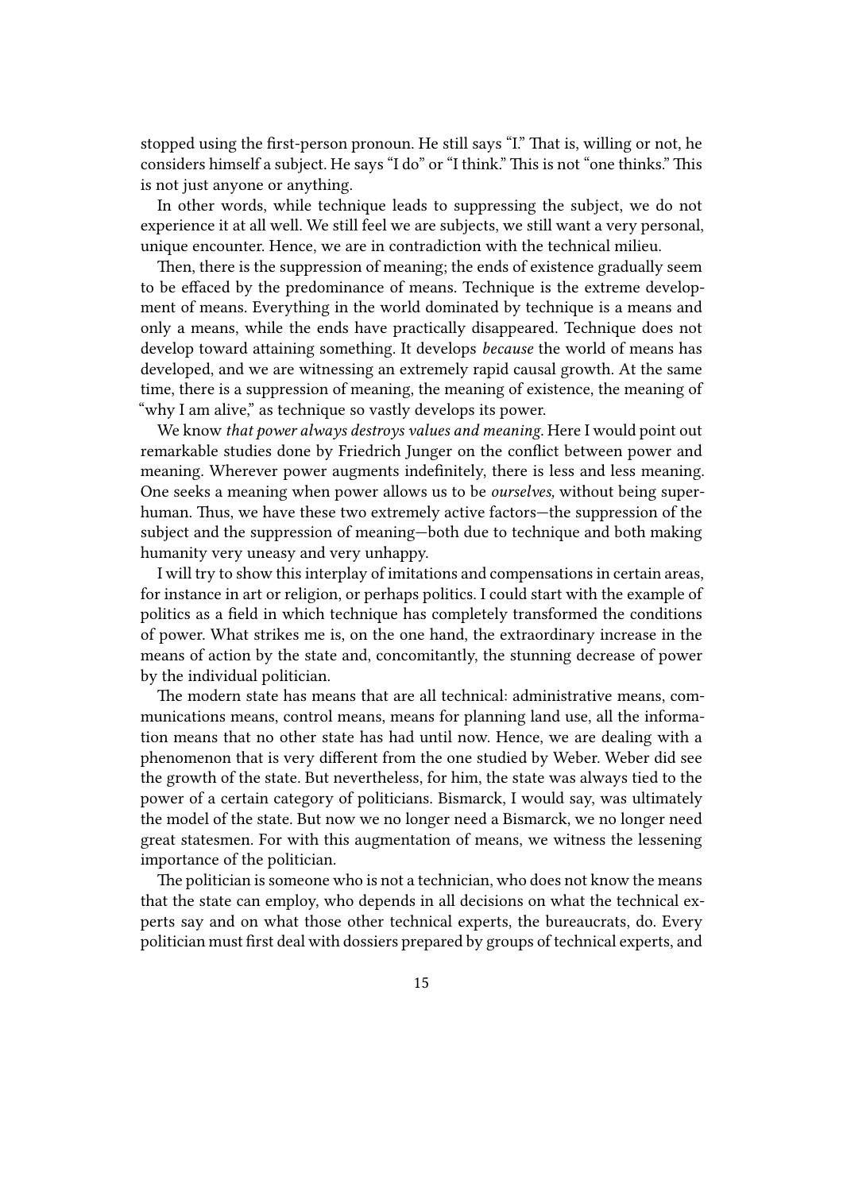stopped using the first-person pronoun. He still says "I." That is, willing or not, he considers himself a subject. He says "I do" or "I think." This is not "one thinks." This is not just anyone or anything.

In other words, while technique leads to suppressing the subject, we do not experience it at all well. We still feel we are subjects, we still want a very personal, unique encounter. Hence, we are in contradiction with the technical milieu.

Then, there is the suppression of meaning; the ends of existence gradually seem to be effaced by the predominance of means. Technique is the extreme development of means. Everything in the world dominated by technique is a means and only a means, while the ends have practically disappeared. Technique does not develop toward attaining something. It develops *because* the world of means has developed, and we are witnessing an extremely rapid causal growth. At the same time, there is a suppression of meaning, the meaning of existence, the meaning of "why I am alive," as technique so vastly develops its power.

We know *that power always destroys values and meaning*. Here I would point out remarkable studies done by Friedrich Junger on the conflict between power and meaning. Wherever power augments indefinitely, there is less and less meaning. One seeks a meaning when power allows us to be *ourselves,* without being superhuman. Thus, we have these two extremely active factors—the suppression of the subject and the suppression of meaning—both due to technique and both making humanity very uneasy and very unhappy.

I will try to show this interplay of imitations and compensations in certain areas, for instance in art or religion, or perhaps politics. I could start with the example of politics as a field in which technique has completely transformed the conditions of power. What strikes me is, on the one hand, the extraordinary increase in the means of action by the state and, concomitantly, the stunning decrease of power by the individual politician.

The modern state has means that are all technical: administrative means, communications means, control means, means for planning land use, all the information means that no other state has had until now. Hence, we are dealing with a phenomenon that is very different from the one studied by Weber. Weber did see the growth of the state. But nevertheless, for him, the state was always tied to the power of a certain category of politicians. Bismarck, I would say, was ultimately the model of the state. But now we no longer need a Bismarck, we no longer need great statesmen. For with this augmentation of means, we witness the lessening importance of the politician.

The politician is someone who is not a technician, who does not know the means that the state can employ, who depends in all decisions on what the technical experts say and on what those other technical experts, the bureaucrats, do. Every politician must first deal with dossiers prepared by groups of technical experts, and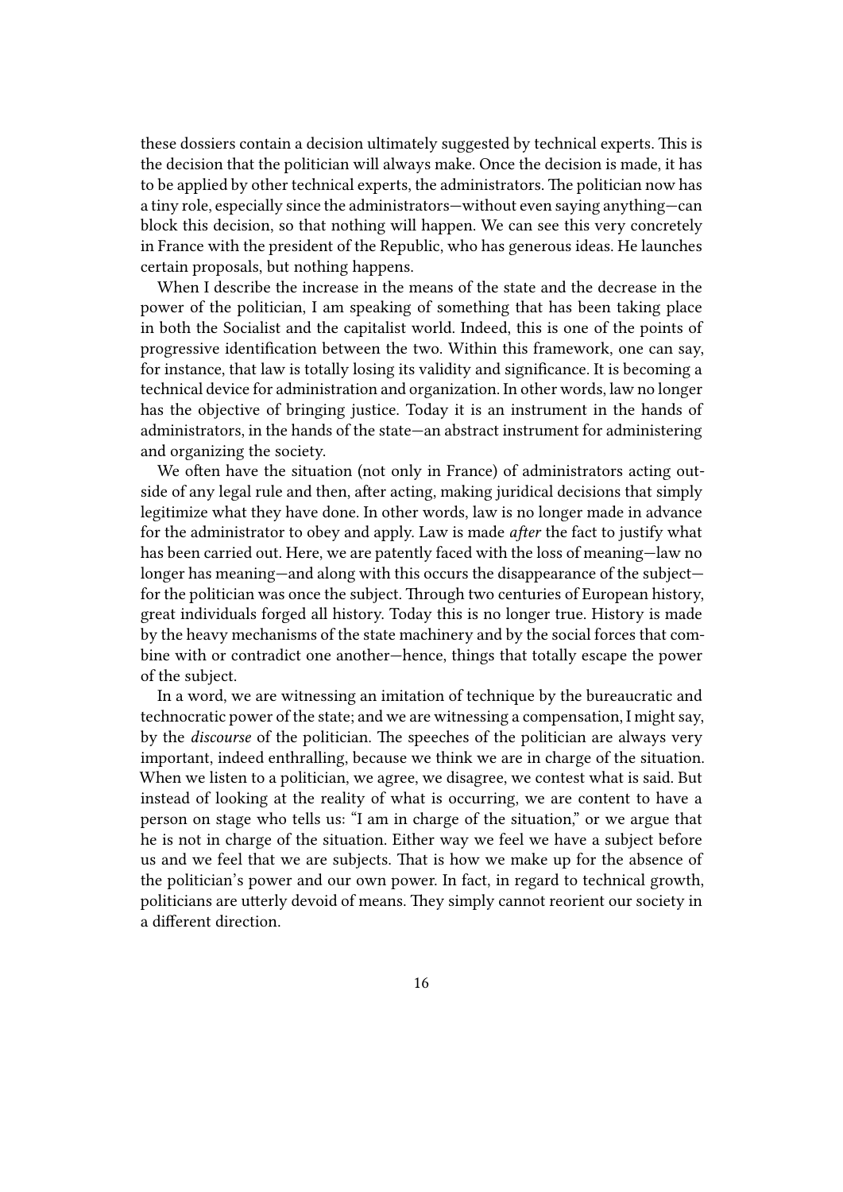these dossiers contain a decision ultimately suggested by technical experts. This is the decision that the politician will always make. Once the decision is made, it has to be applied by other technical experts, the administrators. The politician now has a tiny role, especially since the administrators—without even saying anything—can block this decision, so that nothing will happen. We can see this very concretely in France with the president of the Republic, who has generous ideas. He launches certain proposals, but nothing happens.

When I describe the increase in the means of the state and the decrease in the power of the politician, I am speaking of something that has been taking place in both the Socialist and the capitalist world. Indeed, this is one of the points of progressive identification between the two. Within this framework, one can say, for instance, that law is totally losing its validity and significance. It is becoming a technical device for administration and organization. In other words, law no longer has the objective of bringing justice. Today it is an instrument in the hands of administrators, in the hands of the state—an abstract instrument for administering and organizing the society.

We often have the situation (not only in France) of administrators acting outside of any legal rule and then, after acting, making juridical decisions that simply legitimize what they have done. In other words, law is no longer made in advance for the administrator to obey and apply. Law is made *after* the fact to justify what has been carried out. Here, we are patently faced with the loss of meaning—law no longer has meaning—and along with this occurs the disappearance of the subject—for the politician was once the subject. Through two centuries of European history, great individuals forged all history. Today this is no longer true. History is made by the heavy mechanisms of the state machinery and by the social forces that combine with or contradict one another—hence, things that totally escape the power of the subject.

In a word, we are witnessing an imitation of technique by the bureaucratic and technocratic power of the state; and we are witnessing a compensation, I might say, by the *discourse* of the politician. The speeches of the politician are always very important, indeed enthralling, because we think we are in charge of the situation. When we listen to a politician, we agree, we disagree, we contest what is said. But instead of looking at the reality of what is occurring, we are content to have a person on stage who tells us: "I am in charge of the situation," or we argue that he is not in charge of the situation. Either way we feel we have a subject before us and we feel that we are subjects. That is how we make up for the absence of the politician's power and our own power. In fact, in regard to technical growth, politicians are utterly devoid of means. They simply cannot reorient our society in a different direction.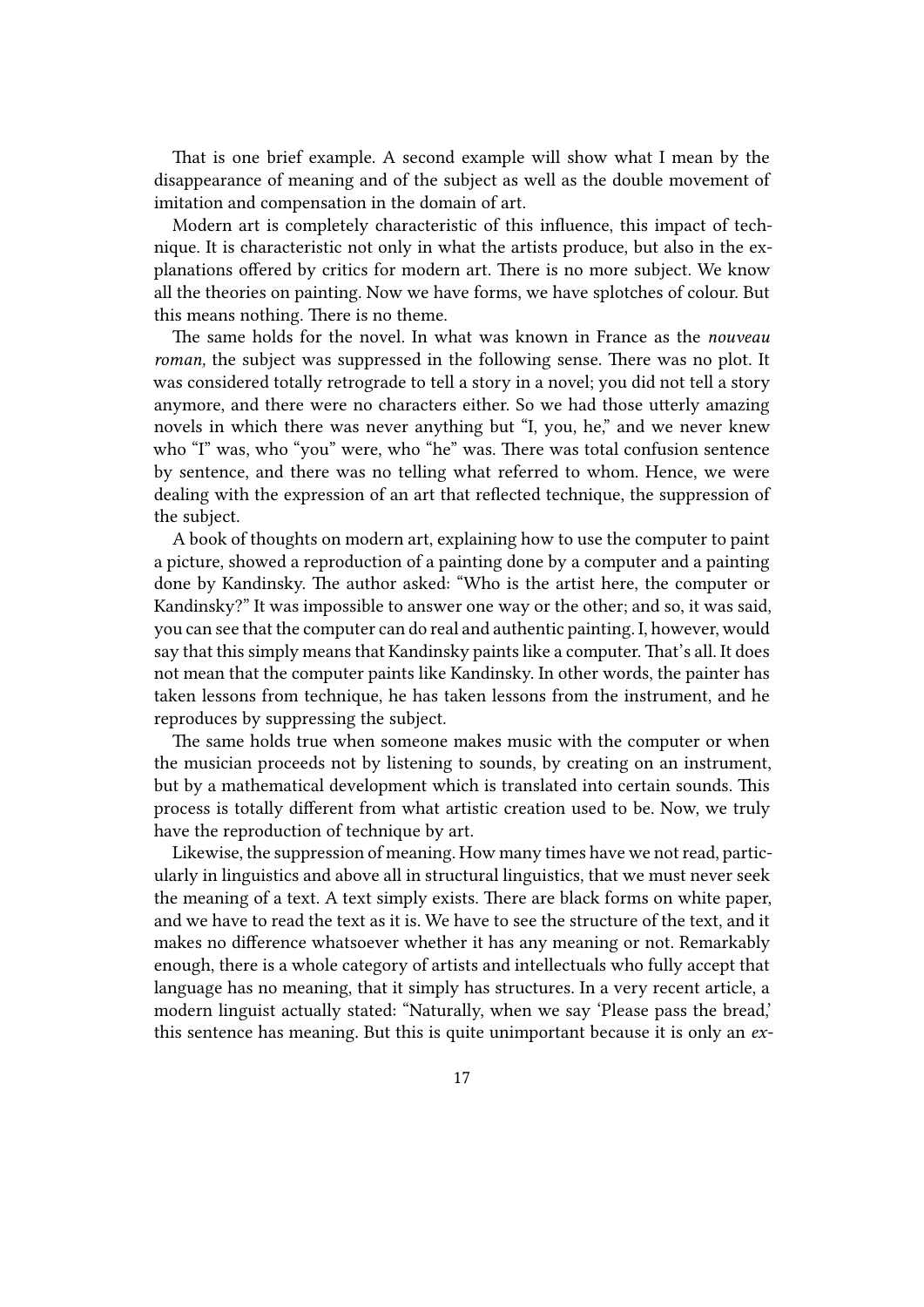That is one brief example. A second example will show what I mean by the disappearance of meaning and of the subject as well as the double movement of imitation and compensation in the domain of art.

Modern art is completely characteristic of this influence, this impact of technique. It is characteristic not only in what the artists produce, but also in the explanations offered by critics for modern art. There is no more subject. We know all the theories on painting. Now we have forms, we have splotches of colour. But this means nothing. There is no theme.

The same holds for the novel. In what was known in France as the *nouveau roman,* the subject was suppressed in the following sense. There was no plot. It was considered totally retrograde to tell a story in a novel; you did not tell a story anymore, and there were no characters either. So we had those utterly amazing novels in which there was never anything but "I, you, he," and we never knew who "I" was, who "you" were, who "he" was. There was total confusion sentence by sentence, and there was no telling what referred to whom. Hence, we were dealing with the expression of an art that reflected technique, the suppression of the subject.

A book of thoughts on modern art, explaining how to use the computer to paint a picture, showed a reproduction of a painting done by a computer and a painting done by Kandinsky. The author asked: "Who is the artist here, the computer or Kandinsky?" It was impossible to answer one way or the other; and so, it was said, you can see that the computer can do real and authentic painting. I, however, would say that this simply means that Kandinsky paints like a computer. That's all. It does not mean that the computer paints like Kandinsky. In other words, the painter has taken lessons from technique, he has taken lessons from the instrument, and he reproduces by suppressing the subject.

The same holds true when someone makes music with the computer or when the musician proceeds not by listening to sounds, by creating on an instrument, but by a mathematical development which is translated into certain sounds. This process is totally different from what artistic creation used to be. Now, we truly have the reproduction of technique by art.

Likewise, the suppression of meaning. How many times have we not read, particularly in linguistics and above all in structural linguistics, that we must never seek the meaning of a text. A text simply exists. There are black forms on white paper, and we have to read the text as it is. We have to see the structure of the text, and it makes no difference whatsoever whether it has any meaning or not. Remarkably enough, there is a whole category of artists and intellectuals who fully accept that language has no meaning, that it simply has structures. In a very recent article, a modern linguist actually stated: "Naturally, when we say 'Please pass the bread,' this sentence has meaning. But this is quite unimportant because it is only an *ex-*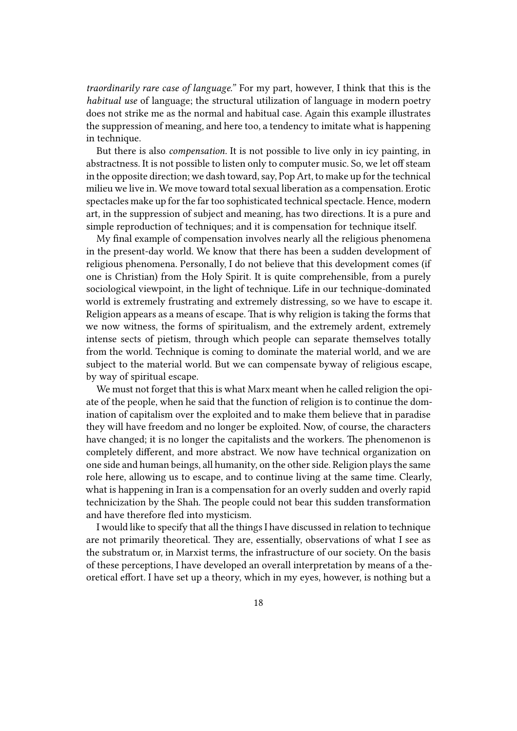*traordinarily rare case of language."* For my part, however, I think that this is the *habitual use* of language; the structural utilization of language in modern poetry does not strike me as the normal and habitual case. Again this example illustrates the suppression of meaning, and here too, a tendency to imitate what is happening in technique.

But there is also *compensation.* It is not possible to live only in icy painting, in abstractness. It is not possible to listen only to computer music. So, we let off steam in the opposite direction; we dash toward, say, Pop Art, to make up for the technical milieu we live in. We move toward total sexual liberation as a compensation. Erotic spectacles make up for the far too sophisticated technical spectacle. Hence, modern art, in the suppression of subject and meaning, has two directions. It is a pure and simple reproduction of techniques; and it is compensation for technique itself.

My final example of compensation involves nearly all the religious phenomena in the present-day world. We know that there has been a sudden development of religious phenomena. Personally, I do not believe that this development comes (if one is Christian) from the Holy Spirit. It is quite comprehensible, from a purely sociological viewpoint, in the light of technique. Life in our technique-dominated world is extremely frustrating and extremely distressing, so we have to escape it. Religion appears as a means of escape. That is why religion is taking the forms that we now witness, the forms of spiritualism, and the extremely ardent, extremely intense sects of pietism, through which people can separate themselves totally from the world. Technique is coming to dominate the material world, and we are subject to the material world. But we can compensate byway of religious escape, by way of spiritual escape.

We must not forget that this is what Marx meant when he called religion the opiate of the people, when he said that the function of religion is to continue the domination of capitalism over the exploited and to make them believe that in paradise they will have freedom and no longer be exploited. Now, of course, the characters have changed; it is no longer the capitalists and the workers. The phenomenon is completely different, and more abstract. We now have technical organization on one side and human beings, all humanity, on the other side. Religion plays the same role here, allowing us to escape, and to continue living at the same time. Clearly, what is happening in Iran is a compensation for an overly sudden and overly rapid technicization by the Shah. The people could not bear this sudden transformation and have therefore fled into mysticism.

I would like to specify that all the things I have discussed in relation to technique are not primarily theoretical. They are, essentially, observations of what I see as the substratum or, in Marxist terms, the infrastructure of our society. On the basis of these perceptions, I have developed an overall interpretation by means of a theoretical effort. I have set up a theory, which in my eyes, however, is nothing but a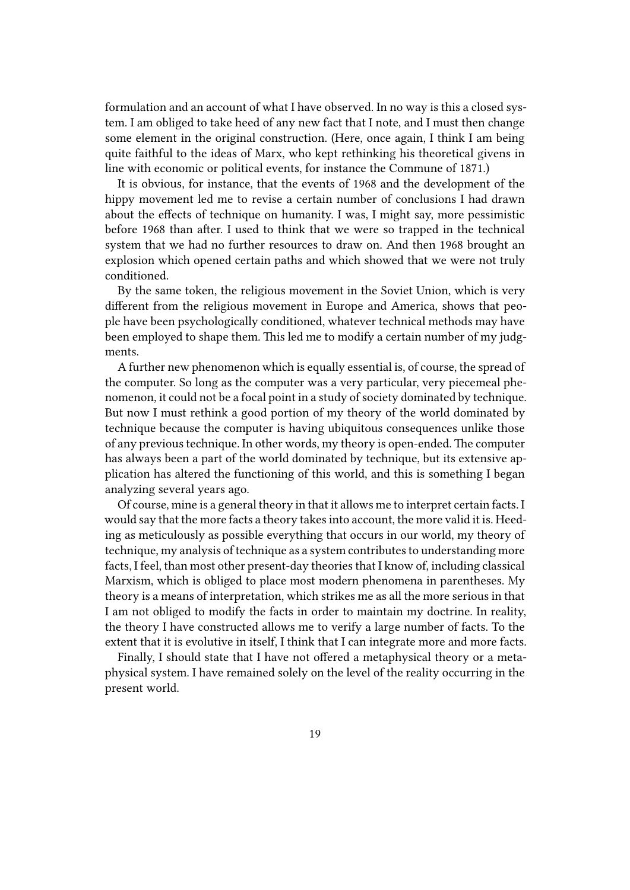formulation and an account of what I have observed. In no way is this a closed system. I am obliged to take heed of any new fact that I note, and I must then change some element in the original construction. (Here, once again, I think I am being quite faithful to the ideas of Marx, who kept rethinking his theoretical givens in line with economic or political events, for instance the Commune of 1871.)

It is obvious, for instance, that the events of 1968 and the development of the hippy movement led me to revise a certain number of conclusions I had drawn about the effects of technique on humanity. I was, I might say, more pessimistic before 1968 than after. I used to think that we were so trapped in the technical system that we had no further resources to draw on. And then 1968 brought an explosion which opened certain paths and which showed that we were not truly conditioned.

By the same token, the religious movement in the Soviet Union, which is very different from the religious movement in Europe and America, shows that people have been psychologically conditioned, whatever technical methods may have been employed to shape them. This led me to modify a certain number of my judgments.

A further new phenomenon which is equally essential is, of course, the spread of the computer. So long as the computer was a very particular, very piecemeal phenomenon, it could not be a focal point in a study of society dominated by technique. But now I must rethink a good portion of my theory of the world dominated by technique because the computer is having ubiquitous consequences unlike those of any previous technique. In other words, my theory is open-ended. The computer has always been a part of the world dominated by technique, but its extensive application has altered the functioning of this world, and this is something I began analyzing several years ago.

Of course, mine is a general theory in that it allows me to interpret certain facts. I would say that the more facts a theory takes into account, the more valid it is. Heeding as meticulously as possible everything that occurs in our world, my theory of technique, my analysis of technique as a system contributes to understanding more facts, I feel, than most other present-day theories that I know of, including classical Marxism, which is obliged to place most modern phenomena in parentheses. My theory is a means of interpretation, which strikes me as all the more serious in that I am not obliged to modify the facts in order to maintain my doctrine. In reality, the theory I have constructed allows me to verify a large number of facts. To the extent that it is evolutive in itself, I think that I can integrate more and more facts.

Finally, I should state that I have not offered a metaphysical theory or a metaphysical system. I have remained solely on the level of the reality occurring in the present world.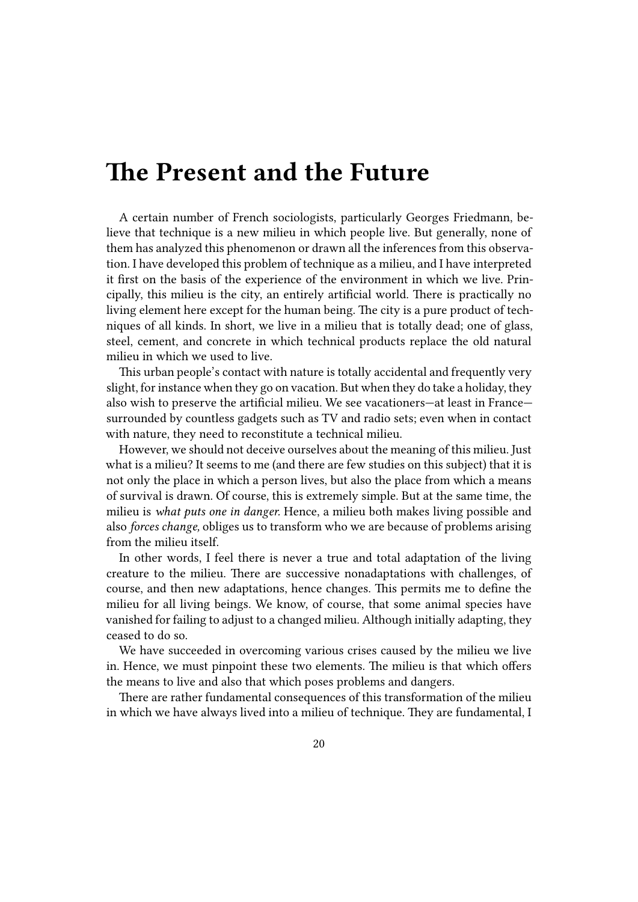# The Present and the Future

A certain number of French sociologists, particularly Georges Friedmann, believe that technique is a new milieu in which people live. But generally, none of them has analyzed this phenomenon or drawn all the inferences from this observation. I have developed this problem of technique as a milieu, and I have interpreted it first on the basis of the experience of the environment in which we live. Principally, this milieu is the city, an entirely artificial world. There is practically no living element here except for the human being. The city is a pure product of techniques of all kinds. In short, we live in a milieu that is totally dead; one of glass, steel, cement, and concrete in which technical products replace the old natural milieu in which we used to live.

This urban people's contact with nature is totally accidental and frequently very slight, for instance when they go on vacation. But when they do take a holiday, they also wish to preserve the artificial milieu. We see vacationers—at least in France—surrounded by countless gadgets such as TV and radio sets; even when in contact with nature, they need to reconstitute a technical milieu.

However, we should not deceive ourselves about the meaning of this milieu. Just what is a milieu? It seems to me (and there are few studies on this subject) that it is not only the place in which a person lives, but also the place from which a means of survival is drawn. Of course, this is extremely simple. But at the same time, the milieu is *what puts one in danger.* Hence, a milieu both makes living possible and also *forces change,* obliges us to transform who we are because of problems arising from the milieu itself.

In other words, I feel there is never a true and total adaptation of the living creature to the milieu. There are successive nonadaptations with challenges, of course, and then new adaptations, hence changes. This permits me to define the milieu for all living beings. We know, of course, that some animal species have vanished for failing to adjust to a changed milieu. Although initially adapting, they ceased to do so.

We have succeeded in overcoming various crises caused by the milieu we live in. Hence, we must pinpoint these two elements. The milieu is that which offers the means to live and also that which poses problems and dangers.

There are rather fundamental consequences of this transformation of the milieu in which we have always lived into a milieu of technique. They are fundamental, I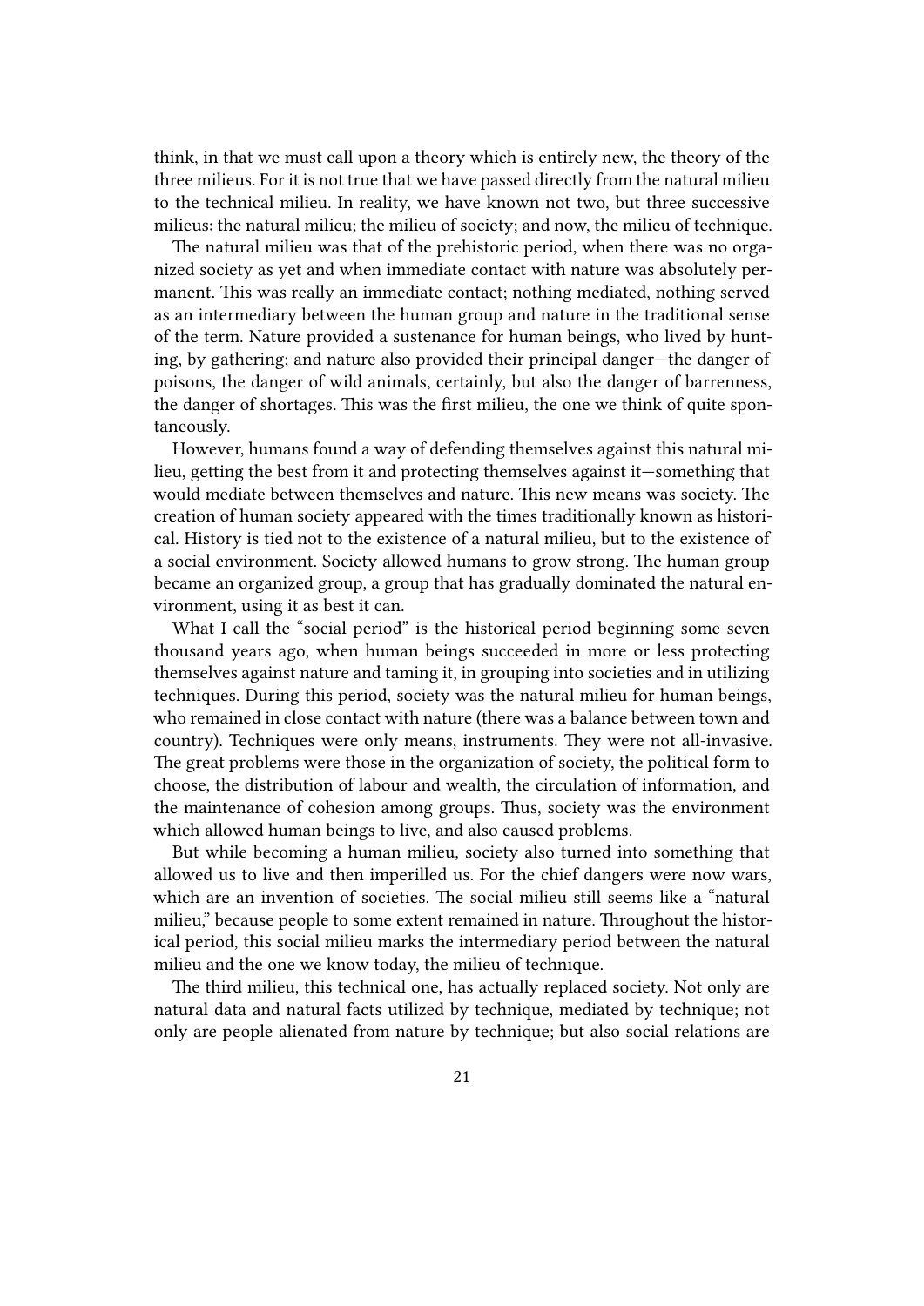think, in that we must call upon a theory which is entirely new, the theory of the three milieus. For it is not true that we have passed directly from the natural milieu to the technical milieu. In reality, we have known not two, but three successive milieus: the natural milieu; the milieu of society; and now, the milieu of technique.

The natural milieu was that of the prehistoric period, when there was no organized society as yet and when immediate contact with nature was absolutely permanent. This was really an immediate contact; nothing mediated, nothing served as an intermediary between the human group and nature in the traditional sense of the term. Nature provided a sustenance for human beings, who lived by hunting, by gathering; and nature also provided their principal danger—the danger of poisons, the danger of wild animals, certainly, but also the danger of barrenness, the danger of shortages. This was the first milieu, the one we think of quite spontaneously.

However, humans found a way of defending themselves against this natural milieu, getting the best from it and protecting themselves against it—something that would mediate between themselves and nature. This new means was society. The creation of human society appeared with the times traditionally known as historical. History is tied not to the existence of a natural milieu, but to the existence of a social environment. Society allowed humans to grow strong. The human group became an organized group, a group that has gradually dominated the natural environment, using it as best it can.

What I call the "social period" is the historical period beginning some seven thousand years ago, when human beings succeeded in more or less protecting themselves against nature and taming it, in grouping into societies and in utilizing techniques. During this period, society was the natural milieu for human beings, who remained in close contact with nature (there was a balance between town and country). Techniques were only means, instruments. They were not all-invasive. The great problems were those in the organization of society, the political form to choose, the distribution of labour and wealth, the circulation of information, and the maintenance of cohesion among groups. Thus, society was the environment which allowed human beings to live, and also caused problems.

But while becoming a human milieu, society also turned into something that allowed us to live and then imperilled us. For the chief dangers were now wars, which are an invention of societies. The social milieu still seems like a "natural milieu," because people to some extent remained in nature. Throughout the historical period, this social milieu marks the intermediary period between the natural milieu and the one we know today, the milieu of technique.

The third milieu, this technical one, has actually replaced society. Not only are natural data and natural facts utilized by technique, mediated by technique; not only are people alienated from nature by technique; but also social relations are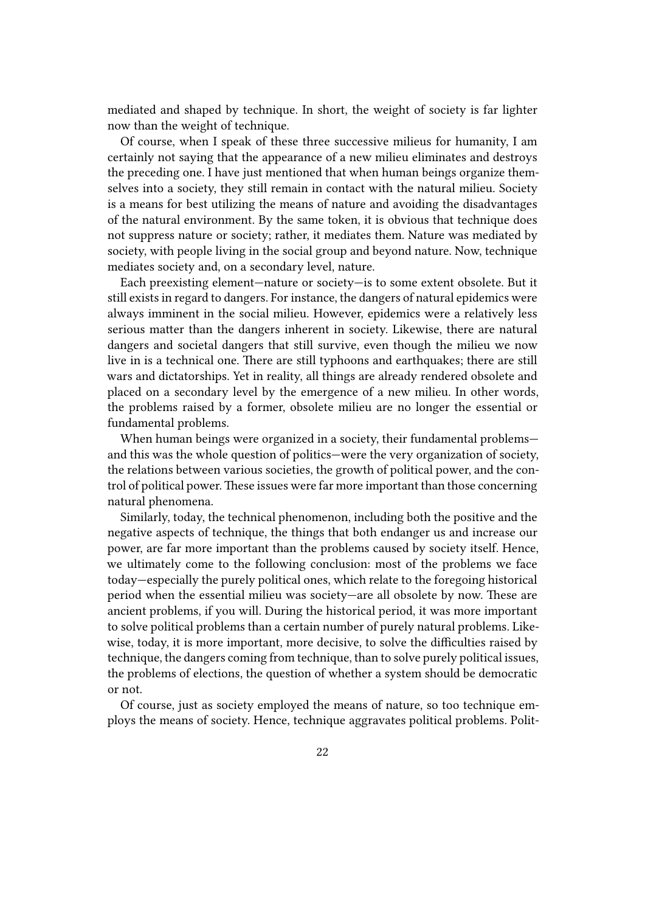mediated and shaped by technique. In short, the weight of society is far lighter now than the weight of technique.

Of course, when I speak of these three successive milieus for humanity, I am certainly not saying that the appearance of a new milieu eliminates and destroys the preceding one. I have just mentioned that when human beings organize themselves into a society, they still remain in contact with the natural milieu. Society is a means for best utilizing the means of nature and avoiding the disadvantages of the natural environment. By the same token, it is obvious that technique does not suppress nature or society; rather, it mediates them. Nature was mediated by society, with people living in the social group and beyond nature. Now, technique mediates society and, on a secondary level, nature.

Each preexisting element—nature or society—is to some extent obsolete. But it still exists in regard to dangers. For instance, the dangers of natural epidemics were always imminent in the social milieu. However, epidemics were a relatively less serious matter than the dangers inherent in society. Likewise, there are natural dangers and societal dangers that still survive, even though the milieu we now live in is a technical one. There are still typhoons and earthquakes; there are still wars and dictatorships. Yet in reality, all things are already rendered obsolete and placed on a secondary level by the emergence of a new milieu. In other words, the problems raised by a former, obsolete milieu are no longer the essential or fundamental problems.

When human beings were organized in a society, their fundamental problems—and this was the whole question of politics—were the very organization of society, the relations between various societies, the growth of political power, and the control of political power. These issues were far more important than those concerning natural phenomena.

Similarly, today, the technical phenomenon, including both the positive and the negative aspects of technique, the things that both endanger us and increase our power, are far more important than the problems caused by society itself. Hence, we ultimately come to the following conclusion: most of the problems we face today—especially the purely political ones, which relate to the foregoing historical period when the essential milieu was society—are all obsolete by now. These are ancient problems, if you will. During the historical period, it was more important to solve political problems than a certain number of purely natural problems. Likewise, today, it is more important, more decisive, to solve the difficulties raised by technique, the dangers coming from technique, than to solve purely political issues, the problems of elections, the question of whether a system should be democratic or not.

Of course, just as society employed the means of nature, so too technique employs the means of society. Hence, technique aggravates political problems. Polit-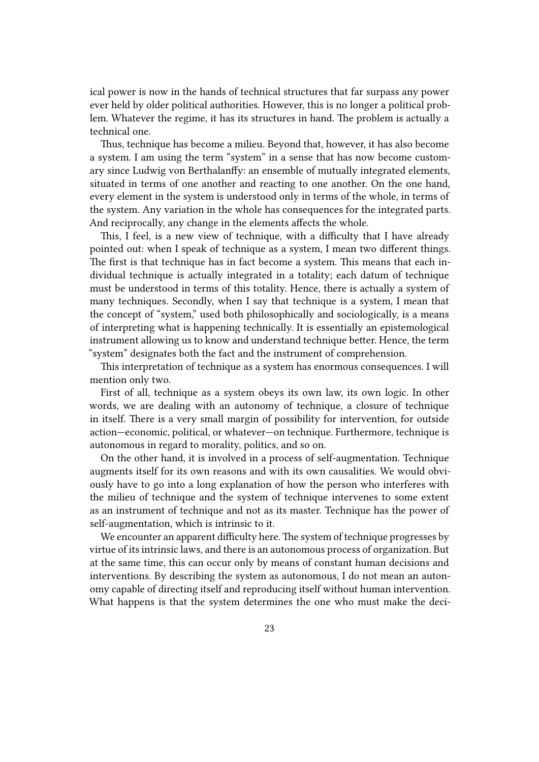ical power is now in the hands of technical structures that far surpass any power ever held by older political authorities. However, this is no longer a political problem. Whatever the regime, it has its structures in hand. The problem is actually a technical one.

Thus, technique has become a milieu. Beyond that, however, it has also become a system. I am using the term "system" in a sense that has now become customary since Ludwig von Berthalanffy: an ensemble of mutually integrated elements, situated in terms of one another and reacting to one another. On the one hand, every element in the system is understood only in terms of the whole, in terms of the system. Any variation in the whole has consequences for the integrated parts. And reciprocally, any change in the elements affects the whole.

This, I feel, is a new view of technique, with a difficulty that I have already pointed out: when I speak of technique as a system, I mean two different things. The first is that technique has in fact become a system. This means that each individual technique is actually integrated in a totality; each datum of technique must be understood in terms of this totality. Hence, there is actually a system of many techniques. Secondly, when I say that technique is a system, I mean that the concept of "system," used both philosophically and sociologically, is a means of interpreting what is happening technically. It is essentially an epistemological instrument allowing us to know and understand technique better. Hence, the term "system" designates both the fact and the instrument of comprehension.

This interpretation of technique as a system has enormous consequences. I will mention only two.

First of all, technique as a system obeys its own law, its own logic. In other words, we are dealing with an autonomy of technique, a closure of technique in itself. There is a very small margin of possibility for intervention, for outside action—economic, political, or whatever—on technique. Furthermore, technique is autonomous in regard to morality, politics, and so on.

On the other hand, it is involved in a process of self-augmentation. Technique augments itself for its own reasons and with its own causalities. We would obviously have to go into a long explanation of how the person who interferes with the milieu of technique and the system of technique intervenes to some extent as an instrument of technique and not as its master. Technique has the power of self-augmentation, which is intrinsic to it.

We encounter an apparent difficulty here. The system of technique progresses by virtue of its intrinsic laws, and there is an autonomous process of organization. But at the same time, this can occur only by means of constant human decisions and interventions. By describing the system as autonomous, I do not mean an autonomy capable of directing itself and reproducing itself without human intervention. What happens is that the system determines the one who must make the deci-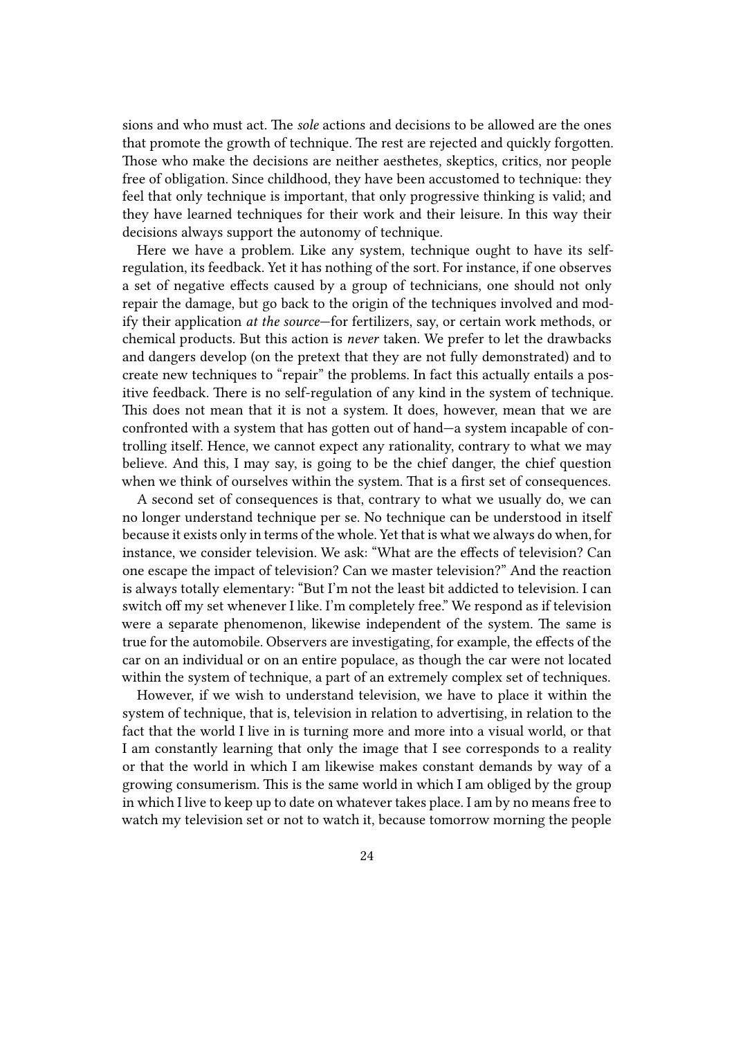sions and who must act. The *sole* actions and decisions to be allowed are the ones that promote the growth of technique. The rest are rejected and quickly forgotten. Those who make the decisions are neither aesthetes, skeptics, critics, nor people free of obligation. Since childhood, they have been accustomed to technique: they feel that only technique is important, that only progressive thinking is valid; and they have learned techniques for their work and their leisure. In this way their decisions always support the autonomy of technique.

Here we have a problem. Like any system, technique ought to have its self-regulation, its feedback. Yet it has nothing of the sort. For instance, if one observes a set of negative effects caused by a group of technicians, one should not only repair the damage, but go back to the origin of the techniques involved and modify their application *at the source*—for fertilizers, say, or certain work methods, or chemical products. But this action is *never* taken. We prefer to let the drawbacks and dangers develop (on the pretext that they are not fully demonstrated) and to create new techniques to "repair" the problems. In fact this actually entails a positive feedback. There is no self-regulation of any kind in the system of technique. This does not mean that it is not a system. It does, however, mean that we are confronted with a system that has gotten out of hand—a system incapable of controlling itself. Hence, we cannot expect any rationality, contrary to what we may believe. And this, I may say, is going to be the chief danger, the chief question when we think of ourselves within the system. That is a first set of consequences.

A second set of consequences is that, contrary to what we usually do, we can no longer understand technique per se. No technique can be understood in itself because it exists only in terms of the whole. Yet that is what we always do when, for instance, we consider television. We ask: "What are the effects of television? Can one escape the impact of television? Can we master television?" And the reaction is always totally elementary: "But I'm not the least bit addicted to television. I can switch off my set whenever I like. I'm completely free." We respond as if television were a separate phenomenon, likewise independent of the system. The same is true for the automobile. Observers are investigating, for example, the effects of the car on an individual or on an entire populace, as though the car were not located within the system of technique, a part of an extremely complex set of techniques.

However, if we wish to understand television, we have to place it within the system of technique, that is, television in relation to advertising, in relation to the fact that the world I live in is turning more and more into a visual world, or that I am constantly learning that only the image that I see corresponds to a reality or that the world in which I am likewise makes constant demands by way of a growing consumerism. This is the same world in which I am obliged by the group in which I live to keep up to date on whatever takes place. I am by no means free to watch my television set or not to watch it, because tomorrow morning the people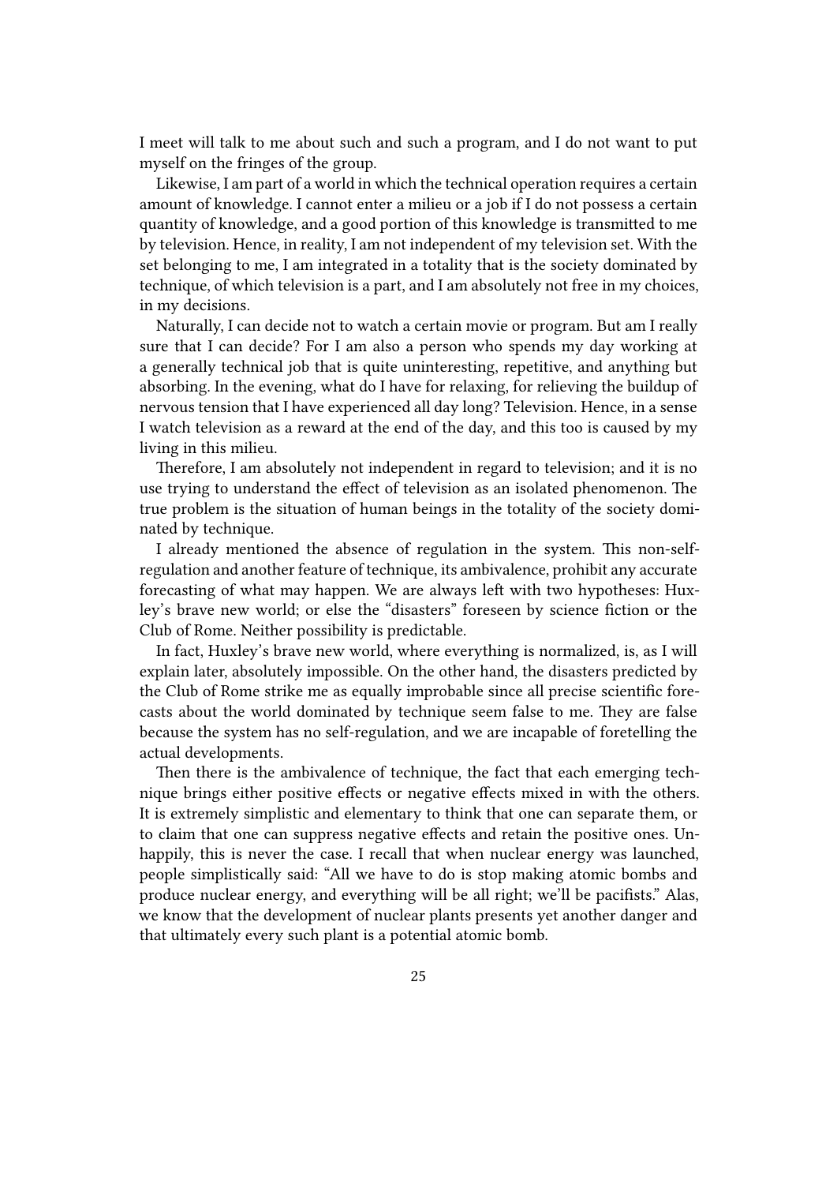I meet will talk to me about such and such a program, and I do not want to put myself on the fringes of the group.

Likewise, I am part of a world in which the technical operation requires a certain amount of knowledge. I cannot enter a milieu or a job if I do not possess a certain quantity of knowledge, and a good portion of this knowledge is transmitted to me by television. Hence, in reality, I am not independent of my television set. With the set belonging to me, I am integrated in a totality that is the society dominated by technique, of which television is a part, and I am absolutely not free in my choices, in my decisions.

Naturally, I can decide not to watch a certain movie or program. But am I really sure that I can decide? For I am also a person who spends my day working at a generally technical job that is quite uninteresting, repetitive, and anything but absorbing. In the evening, what do I have for relaxing, for relieving the buildup of nervous tension that I have experienced all day long? Television. Hence, in a sense I watch television as a reward at the end of the day, and this too is caused by my living in this milieu.

Therefore, I am absolutely not independent in regard to television; and it is no use trying to understand the effect of television as an isolated phenomenon. The true problem is the situation of human beings in the totality of the society dominated by technique.

I already mentioned the absence of regulation in the system. This non-self-regulation and another feature of technique, its ambivalence, prohibit any accurate forecasting of what may happen. We are always left with two hypotheses: Huxley's brave new world; or else the "disasters" foreseen by science fiction or the Club of Rome. Neither possibility is predictable.

In fact, Huxley's brave new world, where everything is normalized, is, as I will explain later, absolutely impossible. On the other hand, the disasters predicted by the Club of Rome strike me as equally improbable since all precise scientific forecasts about the world dominated by technique seem false to me. They are false because the system has no self-regulation, and we are incapable of foretelling the actual developments.

Then there is the ambivalence of technique, the fact that each emerging technique brings either positive effects or negative effects mixed in with the others. It is extremely simplistic and elementary to think that one can separate them, or to claim that one can suppress negative effects and retain the positive ones. Unhappily, this is never the case. I recall that when nuclear energy was launched, people simplistically said: "All we have to do is stop making atomic bombs and produce nuclear energy, and everything will be all right; we'll be pacifists." Alas, we know that the development of nuclear plants presents yet another danger and that ultimately every such plant is a potential atomic bomb.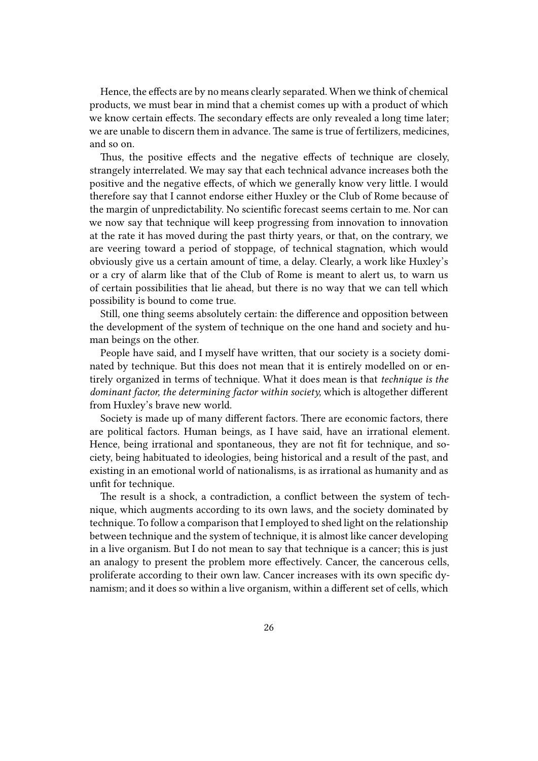Hence, the effects are by no means clearly separated. When we think of chemical products, we must bear in mind that a chemist comes up with a product of which we know certain effects. The secondary effects are only revealed a long time later; we are unable to discern them in advance. The same is true of fertilizers, medicines, and so on.

Thus, the positive effects and the negative effects of technique are closely, strangely interrelated. We may say that each technical advance increases both the positive and the negative effects, of which we generally know very little. I would therefore say that I cannot endorse either Huxley or the Club of Rome because of the margin of unpredictability. No scientific forecast seems certain to me. Nor can we now say that technique will keep progressing from innovation to innovation at the rate it has moved during the past thirty years, or that, on the contrary, we are veering toward a period of stoppage, of technical stagnation, which would obviously give us a certain amount of time, a delay. Clearly, a work like Huxley's or a cry of alarm like that of the Club of Rome is meant to alert us, to warn us of certain possibilities that lie ahead, but there is no way that we can tell which possibility is bound to come true.

Still, one thing seems absolutely certain: the difference and opposition between the development of the system of technique on the one hand and society and human beings on the other.

People have said, and I myself have written, that our society is a society dominated by technique. But this does not mean that it is entirely modelled on or entirely organized in terms of technique. What it does mean is that *technique is the dominant factor, the determining factor within society,* which is altogether different from Huxley's brave new world.

Society is made up of many different factors. There are economic factors, there are political factors. Human beings, as I have said, have an irrational element. Hence, being irrational and spontaneous, they are not fit for technique, and society, being habituated to ideologies, being historical and a result of the past, and existing in an emotional world of nationalisms, is as irrational as humanity and as unfit for technique.

The result is a shock, a contradiction, a conflict between the system of technique, which augments according to its own laws, and the society dominated by technique. To follow a comparison that I employed to shed light on the relationship between technique and the system of technique, it is almost like cancer developing in a live organism. But I do not mean to say that technique is a cancer; this is just an analogy to present the problem more effectively. Cancer, the cancerous cells, proliferate according to their own law. Cancer increases with its own specific dynamism; and it does so within a live organism, within a different set of cells, which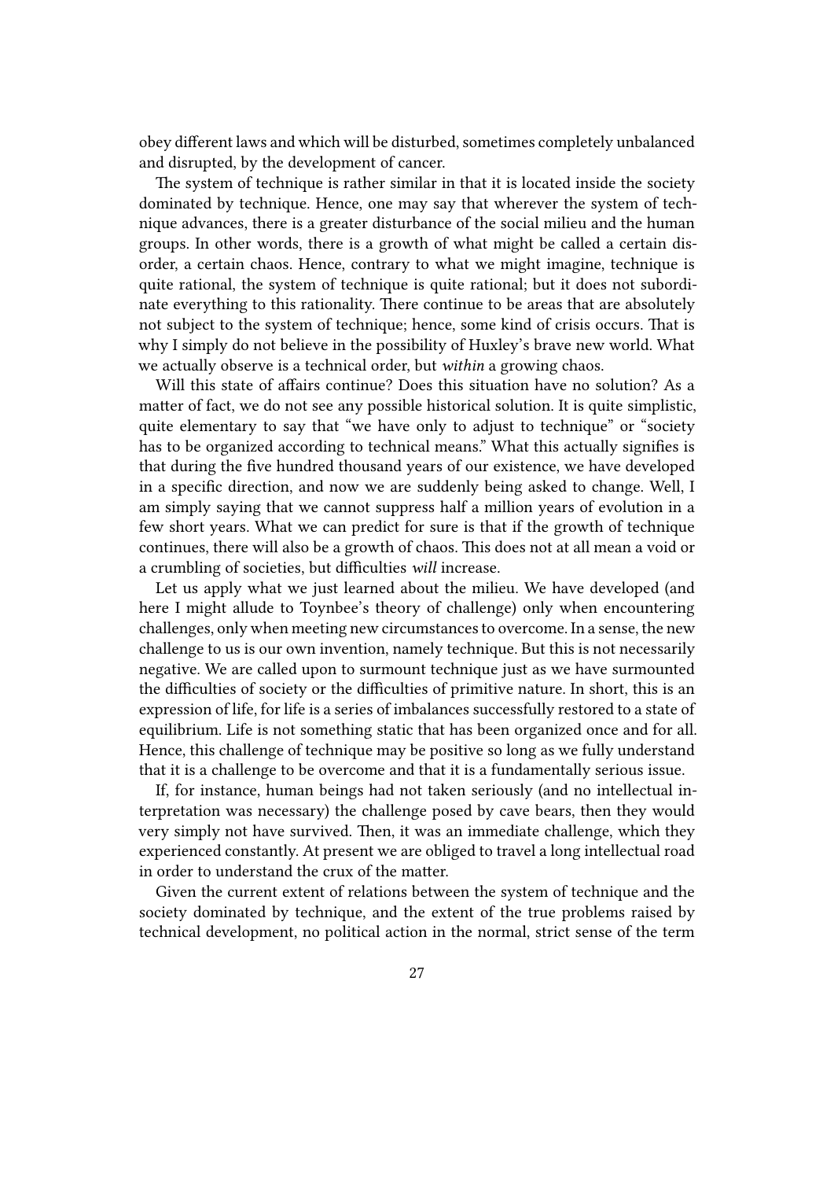obey different laws and which will be disturbed, sometimes completely unbalanced and disrupted, by the development of cancer.

The system of technique is rather similar in that it is located inside the society dominated by technique. Hence, one may say that wherever the system of technique advances, there is a greater disturbance of the social milieu and the human groups. In other words, there is a growth of what might be called a certain disorder, a certain chaos. Hence, contrary to what we might imagine, technique is quite rational, the system of technique is quite rational; but it does not subordinate everything to this rationality. There continue to be areas that are absolutely not subject to the system of technique; hence, some kind of crisis occurs. That is why I simply do not believe in the possibility of Huxley's brave new world. What we actually observe is a technical order, but *within* a growing chaos.

Will this state of affairs continue? Does this situation have no solution? As a matter of fact, we do not see any possible historical solution. It is quite simplistic, quite elementary to say that "we have only to adjust to technique" or "society has to be organized according to technical means." What this actually signifies is that during the five hundred thousand years of our existence, we have developed in a specific direction, and now we are suddenly being asked to change. Well, I am simply saying that we cannot suppress half a million years of evolution in a few short years. What we can predict for sure is that if the growth of technique continues, there will also be a growth of chaos. This does not at all mean a void or a crumbling of societies, but difficulties *will* increase.

Let us apply what we just learned about the milieu. We have developed (and here I might allude to Toynbee's theory of challenge) only when encountering challenges, only when meeting new circumstances to overcome. In a sense, the new challenge to us is our own invention, namely technique. But this is not necessarily negative. We are called upon to surmount technique just as we have surmounted the difficulties of society or the difficulties of primitive nature. In short, this is an expression of life, for life is a series of imbalances successfully restored to a state of equilibrium. Life is not something static that has been organized once and for all. Hence, this challenge of technique may be positive so long as we fully understand that it is a challenge to be overcome and that it is a fundamentally serious issue.

If, for instance, human beings had not taken seriously (and no intellectual interpretation was necessary) the challenge posed by cave bears, then they would very simply not have survived. Then, it was an immediate challenge, which they experienced constantly. At present we are obliged to travel a long intellectual road in order to understand the crux of the matter.

Given the current extent of relations between the system of technique and the society dominated by technique, and the extent of the true problems raised by technical development, no political action in the normal, strict sense of the term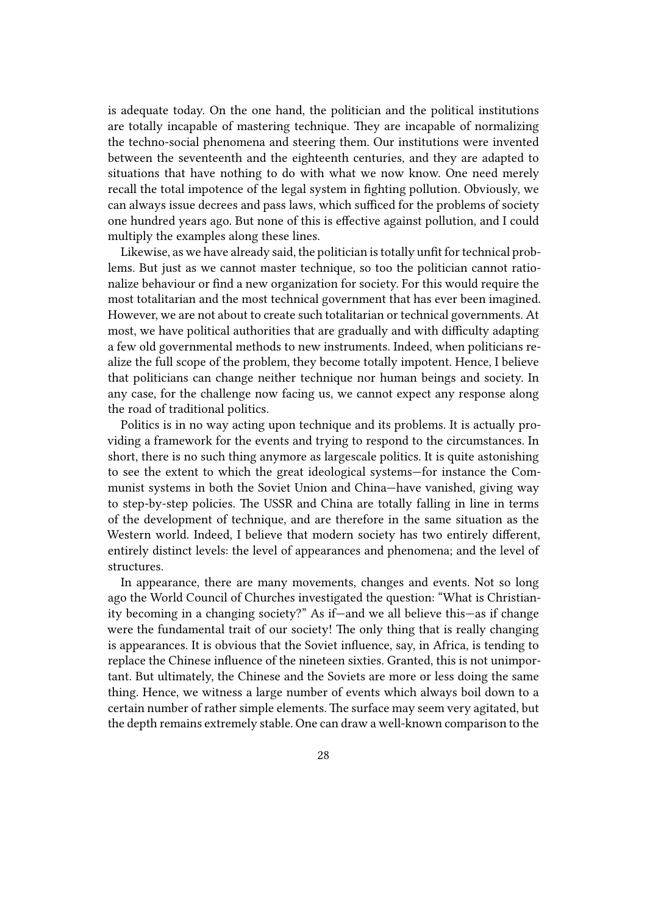is adequate today. On the one hand, the politician and the political institutions are totally incapable of mastering technique. They are incapable of normalizing the techno-social phenomena and steering them. Our institutions were invented between the seventeenth and the eighteenth centuries, and they are adapted to situations that have nothing to do with what we now know. One need merely recall the total impotence of the legal system in fighting pollution. Obviously, we can always issue decrees and pass laws, which sufficed for the problems of society one hundred years ago. But none of this is effective against pollution, and I could multiply the examples along these lines.

Likewise, as we have already said, the politician is totally unfit for technical problems. But just as we cannot master technique, so too the politician cannot rationalize behaviour or find a new organization for society. For this would require the most totalitarian and the most technical government that has ever been imagined. However, we are not about to create such totalitarian or technical governments. At most, we have political authorities that are gradually and with difficulty adapting a few old governmental methods to new instruments. Indeed, when politicians realize the full scope of the problem, they become totally impotent. Hence, I believe that politicians can change neither technique nor human beings and society. In any case, for the challenge now facing us, we cannot expect any response along the road of traditional politics.

Politics is in no way acting upon technique and its problems. It is actually providing a framework for the events and trying to respond to the circumstances. In short, there is no such thing anymore as largescale politics. It is quite astonishing to see the extent to which the great ideological systems—for instance the Communist systems in both the Soviet Union and China—have vanished, giving way to step-by-step policies. The USSR and China are totally falling in line in terms of the development of technique, and are therefore in the same situation as the Western world. Indeed, I believe that modern society has two entirely different, entirely distinct levels: the level of appearances and phenomena; and the level of structures.

In appearance, there are many movements, changes and events. Not so long ago the World Council of Churches investigated the question: "What is Christianity becoming in a changing society?" As if—and we all believe this—as if change were the fundamental trait of our society! The only thing that is really changing is appearances. It is obvious that the Soviet influence, say, in Africa, is tending to replace the Chinese influence of the nineteen sixties. Granted, this is not unimportant. But ultimately, the Chinese and the Soviets are more or less doing the same thing. Hence, we witness a large number of events which always boil down to a certain number of rather simple elements. The surface may seem very agitated, but the depth remains extremely stable. One can draw a well-known comparison to the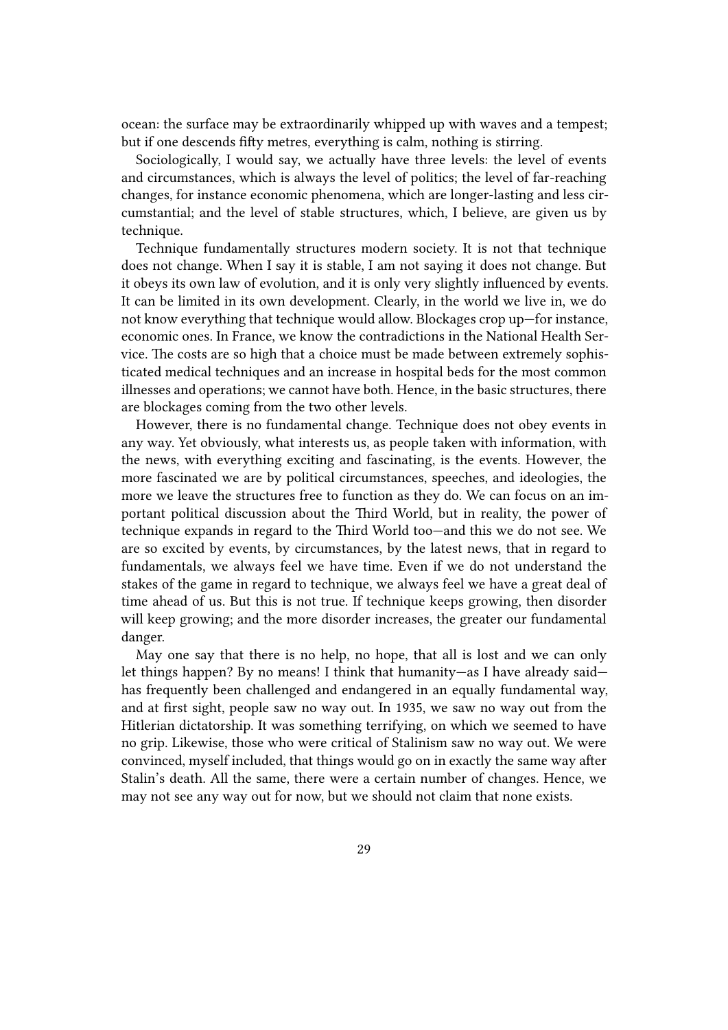ocean: the surface may be extraordinarily whipped up with waves and a tempest; but if one descends fifty metres, everything is calm, nothing is stirring.

Sociologically, I would say, we actually have three levels: the level of events and circumstances, which is always the level of politics; the level of far-reaching changes, for instance economic phenomena, which are longer-lasting and less circumstantial; and the level of stable structures, which, I believe, are given us by technique.

Technique fundamentally structures modern society. It is not that technique does not change. When I say it is stable, I am not saying it does not change. But it obeys its own law of evolution, and it is only very slightly influenced by events. It can be limited in its own development. Clearly, in the world we live in, we do not know everything that technique would allow. Blockages crop up—for instance, economic ones. In France, we know the contradictions in the National Health Service. The costs are so high that a choice must be made between extremely sophisticated medical techniques and an increase in hospital beds for the most common illnesses and operations; we cannot have both. Hence, in the basic structures, there are blockages coming from the two other levels.

However, there is no fundamental change. Technique does not obey events in any way. Yet obviously, what interests us, as people taken with information, with the news, with everything exciting and fascinating, is the events. However, the more fascinated we are by political circumstances, speeches, and ideologies, the more we leave the structures free to function as they do. We can focus on an important political discussion about the Third World, but in reality, the power of technique expands in regard to the Third World too—and this we do not see. We are so excited by events, by circumstances, by the latest news, that in regard to fundamentals, we always feel we have time. Even if we do not understand the stakes of the game in regard to technique, we always feel we have a great deal of time ahead of us. But this is not true. If technique keeps growing, then disorder will keep growing; and the more disorder increases, the greater our fundamental danger.

May one say that there is no help, no hope, that all is lost and we can only let things happen? By no means! I think that humanity—as I have already said—has frequently been challenged and endangered in an equally fundamental way, and at first sight, people saw no way out. In 1935, we saw no way out from the Hitlerian dictatorship. It was something terrifying, on which we seemed to have no grip. Likewise, those who were critical of Stalinism saw no way out. We were convinced, myself included, that things would go on in exactly the same way after Stalin's death. All the same, there were a certain number of changes. Hence, we may not see any way out for now, but we should not claim that none exists.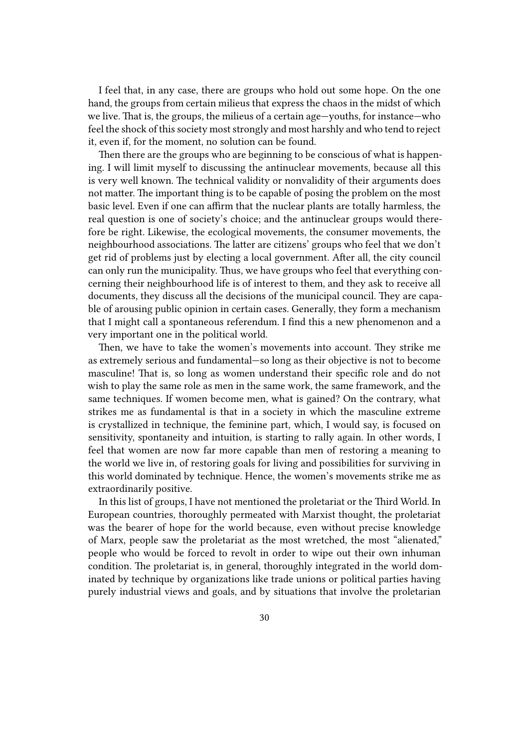I feel that, in any case, there are groups who hold out some hope. On the one hand, the groups from certain milieus that express the chaos in the midst of which we live. That is, the groups, the milieus of a certain age—youths, for instance—who feel the shock of this society most strongly and most harshly and who tend to reject it, even if, for the moment, no solution can be found.

Then there are the groups who are beginning to be conscious of what is happening. I will limit myself to discussing the antinuclear movements, because all this is very well known. The technical validity or nonvalidity of their arguments does not matter. The important thing is to be capable of posing the problem on the most basic level. Even if one can affirm that the nuclear plants are totally harmless, the real question is one of society's choice; and the antinuclear groups would therefore be right. Likewise, the ecological movements, the consumer movements, the neighbourhood associations. The latter are citizens' groups who feel that we don't get rid of problems just by electing a local government. After all, the city council can only run the municipality. Thus, we have groups who feel that everything concerning their neighbourhood life is of interest to them, and they ask to receive all documents, they discuss all the decisions of the municipal council. They are capable of arousing public opinion in certain cases. Generally, they form a mechanism that I might call a spontaneous referendum. I find this a new phenomenon and a very important one in the political world.

Then, we have to take the women's movements into account. They strike me as extremely serious and fundamental—so long as their objective is not to become masculine! That is, so long as women understand their specific role and do not wish to play the same role as men in the same work, the same framework, and the same techniques. If women become men, what is gained? On the contrary, what strikes me as fundamental is that in a society in which the masculine extreme is crystallized in technique, the feminine part, which, I would say, is focused on sensitivity, spontaneity and intuition, is starting to rally again. In other words, I feel that women are now far more capable than men of restoring a meaning to the world we live in, of restoring goals for living and possibilities for surviving in this world dominated by technique. Hence, the women's movements strike me as extraordinarily positive.

In this list of groups, I have not mentioned the proletariat or the Third World. In European countries, thoroughly permeated with Marxist thought, the proletariat was the bearer of hope for the world because, even without precise knowledge of Marx, people saw the proletariat as the most wretched, the most "alienated," people who would be forced to revolt in order to wipe out their own inhuman condition. The proletariat is, in general, thoroughly integrated in the world dominated by technique by organizations like trade unions or political parties having purely industrial views and goals, and by situations that involve the proletarian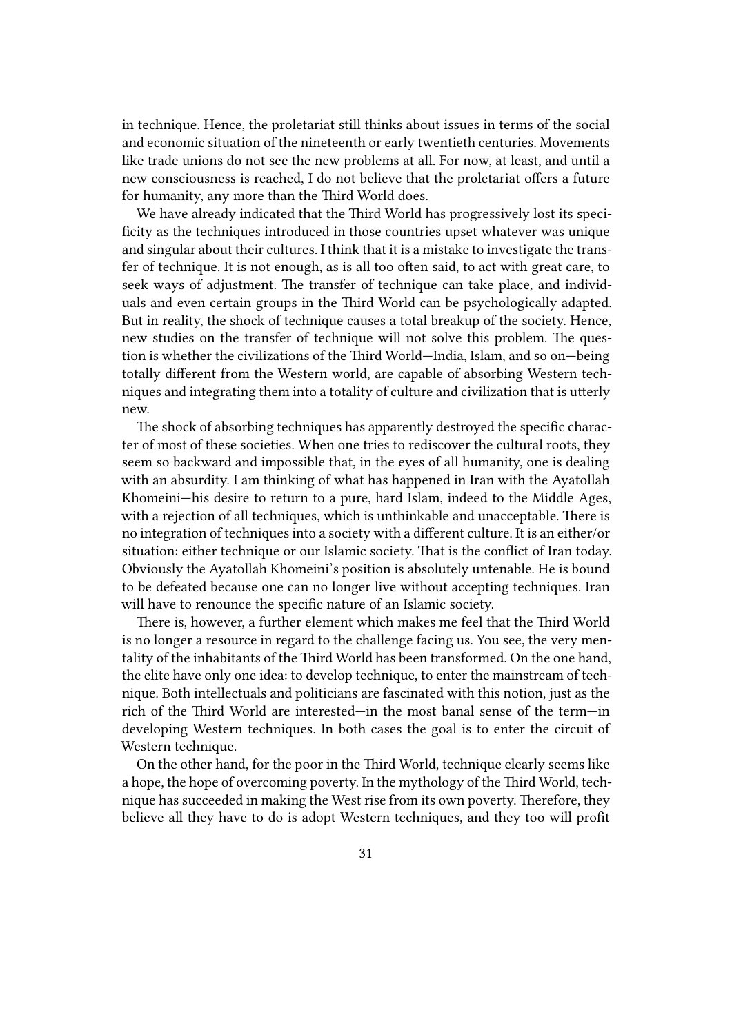in technique. Hence, the proletariat still thinks about issues in terms of the social and economic situation of the nineteenth or early twentieth centuries. Movements like trade unions do not see the new problems at all. For now, at least, and until a new consciousness is reached, I do not believe that the proletariat offers a future for humanity, any more than the Third World does.

We have already indicated that the Third World has progressively lost its specificity as the techniques introduced in those countries upset whatever was unique and singular about their cultures. I think that it is a mistake to investigate the transfer of technique. It is not enough, as is all too often said, to act with great care, to seek ways of adjustment. The transfer of technique can take place, and individuals and even certain groups in the Third World can be psychologically adapted. But in reality, the shock of technique causes a total breakup of the society. Hence, new studies on the transfer of technique will not solve this problem. The question is whether the civilizations of the Third World—India, Islam, and so on—being totally different from the Western world, are capable of absorbing Western techniques and integrating them into a totality of culture and civilization that is utterly new.

The shock of absorbing techniques has apparently destroyed the specific character of most of these societies. When one tries to rediscover the cultural roots, they seem so backward and impossible that, in the eyes of all humanity, one is dealing with an absurdity. I am thinking of what has happened in Iran with the Ayatollah Khomeini—his desire to return to a pure, hard Islam, indeed to the Middle Ages, with a rejection of all techniques, which is unthinkable and unacceptable. There is no integration of techniques into a society with a different culture. It is an either/or situation: either technique or our Islamic society. That is the conflict of Iran today. Obviously the Ayatollah Khomeini's position is absolutely untenable. He is bound to be defeated because one can no longer live without accepting techniques. Iran will have to renounce the specific nature of an Islamic society.

There is, however, a further element which makes me feel that the Third World is no longer a resource in regard to the challenge facing us. You see, the very mentality of the inhabitants of the Third World has been transformed. On the one hand, the elite have only one idea: to develop technique, to enter the mainstream of technique. Both intellectuals and politicians are fascinated with this notion, just as the rich of the Third World are interested—in the most banal sense of the term—in developing Western techniques. In both cases the goal is to enter the circuit of Western technique.

On the other hand, for the poor in the Third World, technique clearly seems like a hope, the hope of overcoming poverty. In the mythology of the Third World, technique has succeeded in making the West rise from its own poverty. Therefore, they believe all they have to do is adopt Western techniques, and they too will profit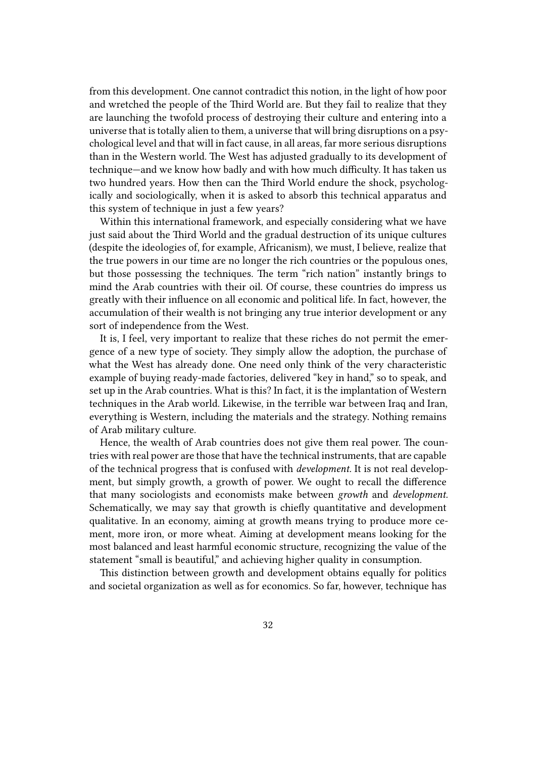from this development. One cannot contradict this notion, in the light of how poor and wretched the people of the Third World are. But they fail to realize that they are launching the twofold process of destroying their culture and entering into a universe that is totally alien to them, a universe that will bring disruptions on a psychological level and that will in fact cause, in all areas, far more serious disruptions than in the Western world. The West has adjusted gradually to its development of technique—and we know how badly and with how much difficulty. It has taken us two hundred years. How then can the Third World endure the shock, psychologically and sociologically, when it is asked to absorb this technical apparatus and this system of technique in just a few years?

Within this international framework, and especially considering what we have just said about the Third World and the gradual destruction of its unique cultures (despite the ideologies of, for example, Africanism), we must, I believe, realize that the true powers in our time are no longer the rich countries or the populous ones, but those possessing the techniques. The term "rich nation" instantly brings to mind the Arab countries with their oil. Of course, these countries do impress us greatly with their influence on all economic and political life. In fact, however, the accumulation of their wealth is not bringing any true interior development or any sort of independence from the West.

It is, I feel, very important to realize that these riches do not permit the emergence of a new type of society. They simply allow the adoption, the purchase of what the West has already done. One need only think of the very characteristic example of buying ready-made factories, delivered "key in hand," so to speak, and set up in the Arab countries. What is this? In fact, it is the implantation of Western techniques in the Arab world. Likewise, in the terrible war between Iraq and Iran, everything is Western, including the materials and the strategy. Nothing remains of Arab military culture.

Hence, the wealth of Arab countries does not give them real power. The countries with real power are those that have the technical instruments, that are capable of the technical progress that is confused with *development.* It is not real development, but simply growth, a growth of power. We ought to recall the difference that many sociologists and economists make between *growth* and *development.* Schematically, we may say that growth is chiefly quantitative and development qualitative. In an economy, aiming at growth means trying to produce more cement, more iron, or more wheat. Aiming at development means looking for the most balanced and least harmful economic structure, recognizing the value of the statement "small is beautiful," and achieving higher quality in consumption.

This distinction between growth and development obtains equally for politics and societal organization as well as for economics. So far, however, technique has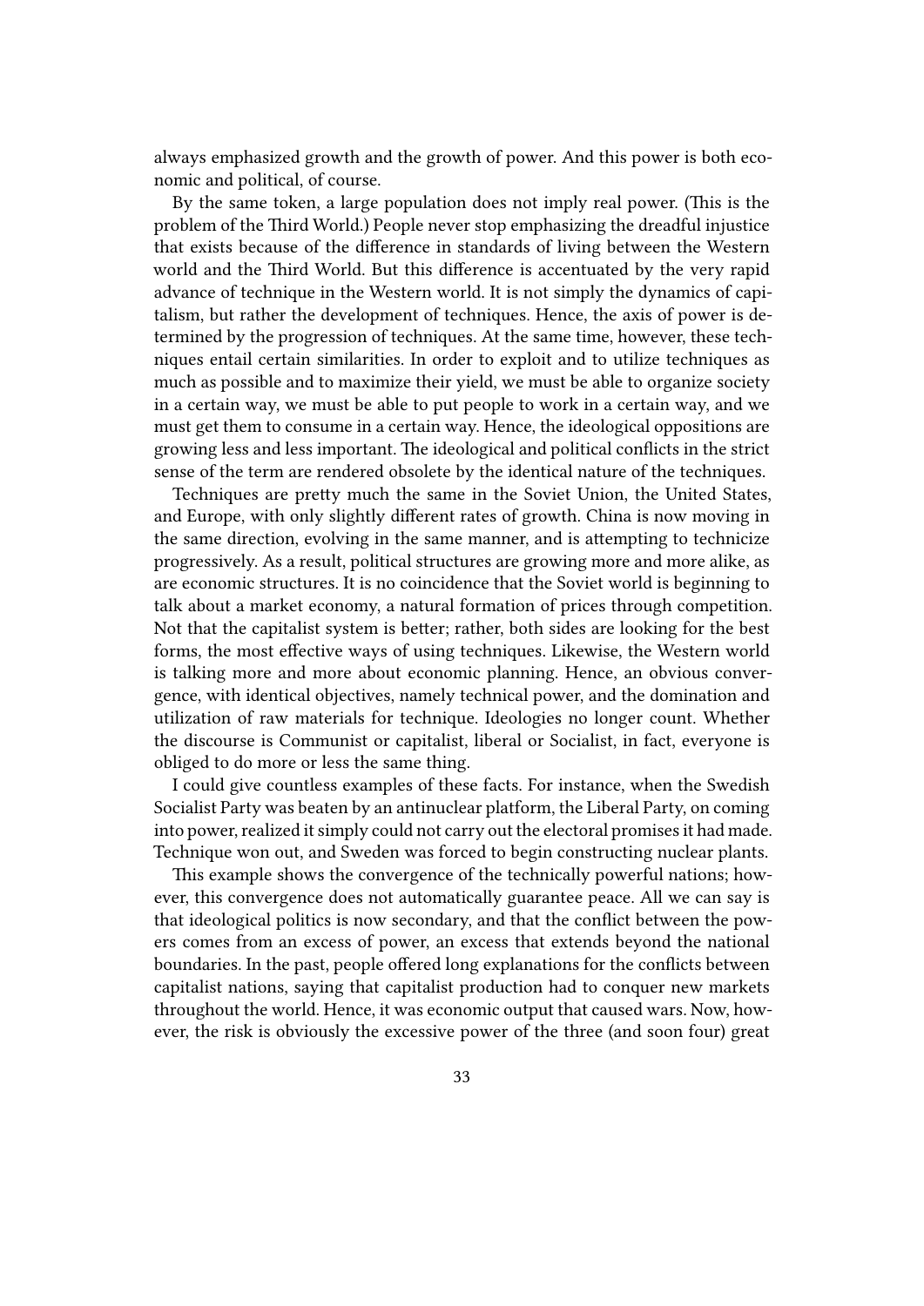always emphasized growth and the growth of power. And this power is both economic and political, of course.

By the same token, a large population does not imply real power. (This is the problem of the Third World.) People never stop emphasizing the dreadful injustice that exists because of the difference in standards of living between the Western world and the Third World. But this difference is accentuated by the very rapid advance of technique in the Western world. It is not simply the dynamics of capitalism, but rather the development of techniques. Hence, the axis of power is determined by the progression of techniques. At the same time, however, these techniques entail certain similarities. In order to exploit and to utilize techniques as much as possible and to maximize their yield, we must be able to organize society in a certain way, we must be able to put people to work in a certain way, and we must get them to consume in a certain way. Hence, the ideological oppositions are growing less and less important. The ideological and political conflicts in the strict sense of the term are rendered obsolete by the identical nature of the techniques.

Techniques are pretty much the same in the Soviet Union, the United States, and Europe, with only slightly different rates of growth. China is now moving in the same direction, evolving in the same manner, and is attempting to technicize progressively. As a result, political structures are growing more and more alike, as are economic structures. It is no coincidence that the Soviet world is beginning to talk about a market economy, a natural formation of prices through competition. Not that the capitalist system is better; rather, both sides are looking for the best forms, the most effective ways of using techniques. Likewise, the Western world is talking more and more about economic planning. Hence, an obvious convergence, with identical objectives, namely technical power, and the domination and utilization of raw materials for technique. Ideologies no longer count. Whether the discourse is Communist or capitalist, liberal or Socialist, in fact, everyone is obliged to do more or less the same thing.

I could give countless examples of these facts. For instance, when the Swedish Socialist Party was beaten by an antinuclear platform, the Liberal Party, on coming into power, realized it simply could not carry out the electoral promises it had made. Technique won out, and Sweden was forced to begin constructing nuclear plants.

This example shows the convergence of the technically powerful nations; however, this convergence does not automatically guarantee peace. All we can say is that ideological politics is now secondary, and that the conflict between the powers comes from an excess of power, an excess that extends beyond the national boundaries. In the past, people offered long explanations for the conflicts between capitalist nations, saying that capitalist production had to conquer new markets throughout the world. Hence, it was economic output that caused wars. Now, however, the risk is obviously the excessive power of the three (and soon four) great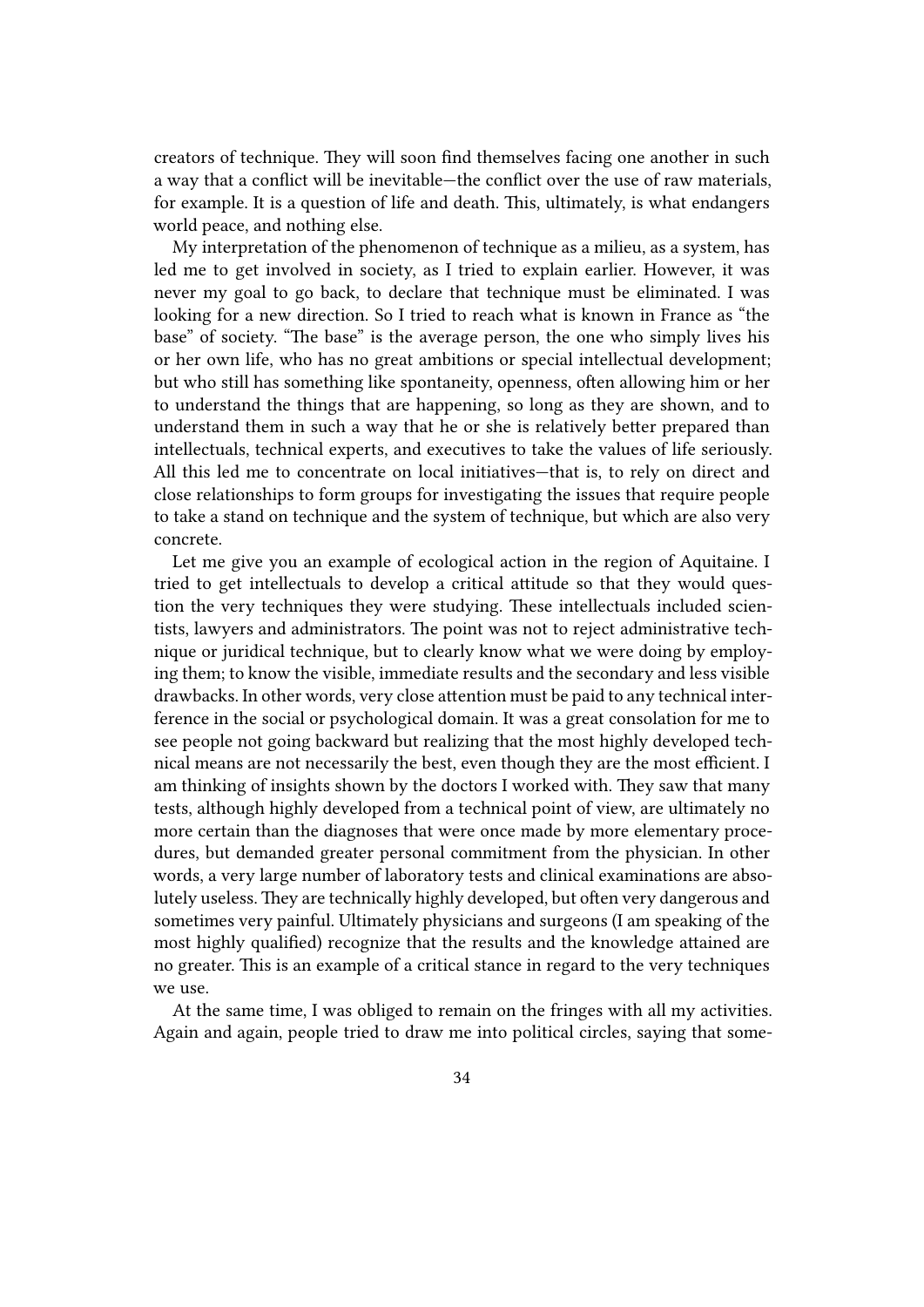creators of technique. They will soon find themselves facing one another in such a way that a conflict will be inevitable—the conflict over the use of raw materials, for example. It is a question of life and death. This, ultimately, is what endangers world peace, and nothing else.

My interpretation of the phenomenon of technique as a milieu, as a system, has led me to get involved in society, as I tried to explain earlier. However, it was never my goal to go back, to declare that technique must be eliminated. I was looking for a new direction. So I tried to reach what is known in France as "the base" of society. "The base" is the average person, the one who simply lives his or her own life, who has no great ambitions or special intellectual development; but who still has something like spontaneity, openness, often allowing him or her to understand the things that are happening, so long as they are shown, and to understand them in such a way that he or she is relatively better prepared than intellectuals, technical experts, and executives to take the values of life seriously. All this led me to concentrate on local initiatives—that is, to rely on direct and close relationships to form groups for investigating the issues that require people to take a stand on technique and the system of technique, but which are also very concrete.

Let me give you an example of ecological action in the region of Aquitaine. I tried to get intellectuals to develop a critical attitude so that they would question the very techniques they were studying. These intellectuals included scientists, lawyers and administrators. The point was not to reject administrative technique or juridical technique, but to clearly know what we were doing by employing them; to know the visible, immediate results and the secondary and less visible drawbacks. In other words, very close attention must be paid to any technical interference in the social or psychological domain. It was a great consolation for me to see people not going backward but realizing that the most highly developed technical means are not necessarily the best, even though they are the most efficient. I am thinking of insights shown by the doctors I worked with. They saw that many tests, although highly developed from a technical point of view, are ultimately no more certain than the diagnoses that were once made by more elementary procedures, but demanded greater personal commitment from the physician. In other words, a very large number of laboratory tests and clinical examinations are absolutely useless. They are technically highly developed, but often very dangerous and sometimes very painful. Ultimately physicians and surgeons (I am speaking of the most highly qualified) recognize that the results and the knowledge attained are no greater. This is an example of a critical stance in regard to the very techniques we use.

At the same time, I was obliged to remain on the fringes with all my activities. Again and again, people tried to draw me into political circles, saying that some-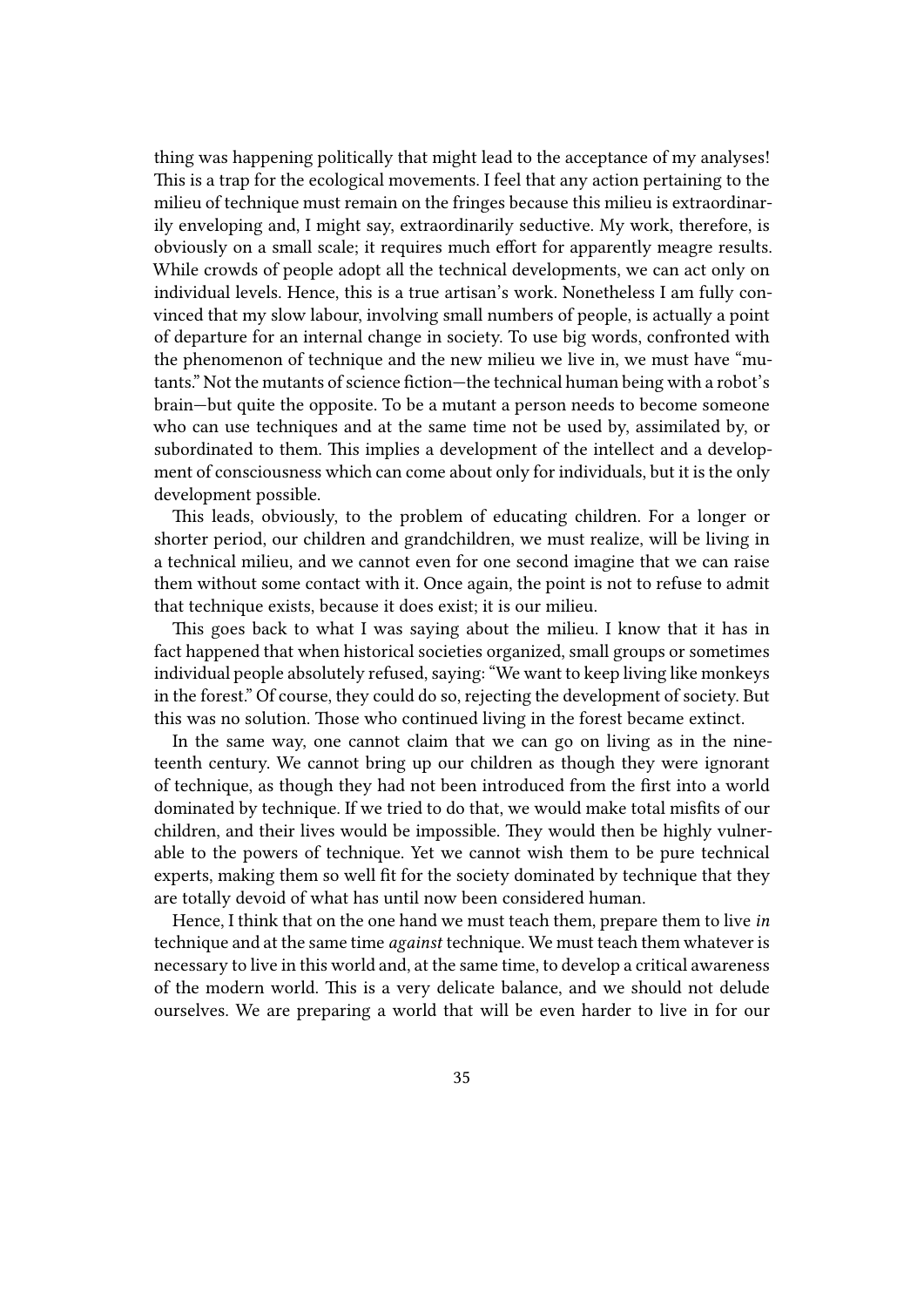thing was happening politically that might lead to the acceptance of my analyses! This is a trap for the ecological movements. I feel that any action pertaining to the milieu of technique must remain on the fringes because this milieu is extraordinarily enveloping and, I might say, extraordinarily seductive. My work, therefore, is obviously on a small scale; it requires much effort for apparently meagre results. While crowds of people adopt all the technical developments, we can act only on individual levels. Hence, this is a true artisan's work. Nonetheless I am fully convinced that my slow labour, involving small numbers of people, is actually a point of departure for an internal change in society. To use big words, confronted with the phenomenon of technique and the new milieu we live in, we must have "mutants." Not the mutants of science fiction—the technical human being with a robot's brain—but quite the opposite. To be a mutant a person needs to become someone who can use techniques and at the same time not be used by, assimilated by, or subordinated to them. This implies a development of the intellect and a development of consciousness which can come about only for individuals, but it is the only development possible.

This leads, obviously, to the problem of educating children. For a longer or shorter period, our children and grandchildren, we must realize, will be living in a technical milieu, and we cannot even for one second imagine that we can raise them without some contact with it. Once again, the point is not to refuse to admit that technique exists, because it does exist; it is our milieu.

This goes back to what I was saying about the milieu. I know that it has in fact happened that when historical societies organized, small groups or sometimes individual people absolutely refused, saying: "We want to keep living like monkeys in the forest." Of course, they could do so, rejecting the development of society. But this was no solution. Those who continued living in the forest became extinct.

In the same way, one cannot claim that we can go on living as in the nineteenth century. We cannot bring up our children as though they were ignorant of technique, as though they had not been introduced from the first into a world dominated by technique. If we tried to do that, we would make total misfits of our children, and their lives would be impossible. They would then be highly vulnerable to the powers of technique. Yet we cannot wish them to be pure technical experts, making them so well fit for the society dominated by technique that they are totally devoid of what has until now been considered human.

Hence, I think that on the one hand we must teach them, prepare them to live *in* technique and at the same time *against* technique. We must teach them whatever is necessary to live in this world and, at the same time, to develop a critical awareness of the modern world. This is a very delicate balance, and we should not delude ourselves. We are preparing a world that will be even harder to live in for our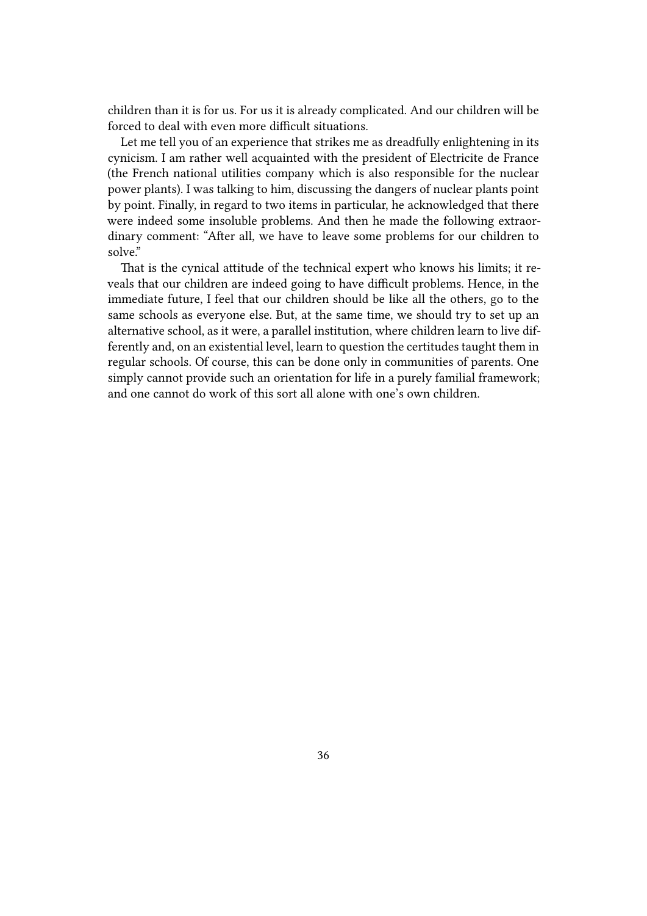children than it is for us. For us it is already complicated. And our children will be forced to deal with even more difficult situations.

Let me tell you of an experience that strikes me as dreadfully enlightening in its cynicism. I am rather well acquainted with the president of Electricite de France (the French national utilities company which is also responsible for the nuclear power plants). I was talking to him, discussing the dangers of nuclear plants point by point. Finally, in regard to two items in particular, he acknowledged that there were indeed some insoluble problems. And then he made the following extraordinary comment: "After all, we have to leave some problems for our children to solve."

That is the cynical attitude of the technical expert who knows his limits; it reveals that our children are indeed going to have difficult problems. Hence, in the immediate future, I feel that our children should be like all the others, go to the same schools as everyone else. But, at the same time, we should try to set up an alternative school, as it were, a parallel institution, where children learn to live differently and, on an existential level, learn to question the certitudes taught them in regular schools. Of course, this can be done only in communities of parents. One simply cannot provide such an orientation for life in a purely familial framework; and one cannot do work of this sort all alone with one's own children.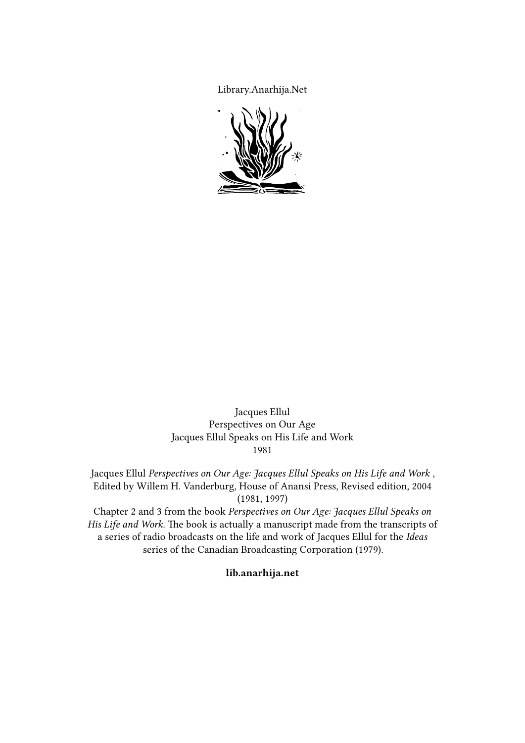Library.Anarhija.Net

Jacques Ellul
Perspectives on Our Age
Jacques Ellul Speaks on His Life and Work
1981

Jacques Ellul *Perspectives on Our Age: Jacques Ellul Speaks on His Life and Work* , Edited by Willem H. Vanderburg, House of Anansi Press, Revised edition, 2004 (1981, 1997)
Chapter 2 and 3 from the book *Perspectives on Our Age: Jacques Ellul Speaks on His Life and Work.* The book is actually a manuscript made from the transcripts of a series of radio broadcasts on the life and work of Jacques Ellul for the *Ideas* series of the Canadian Broadcasting Corporation (1979).

**lib.anarhija.net**